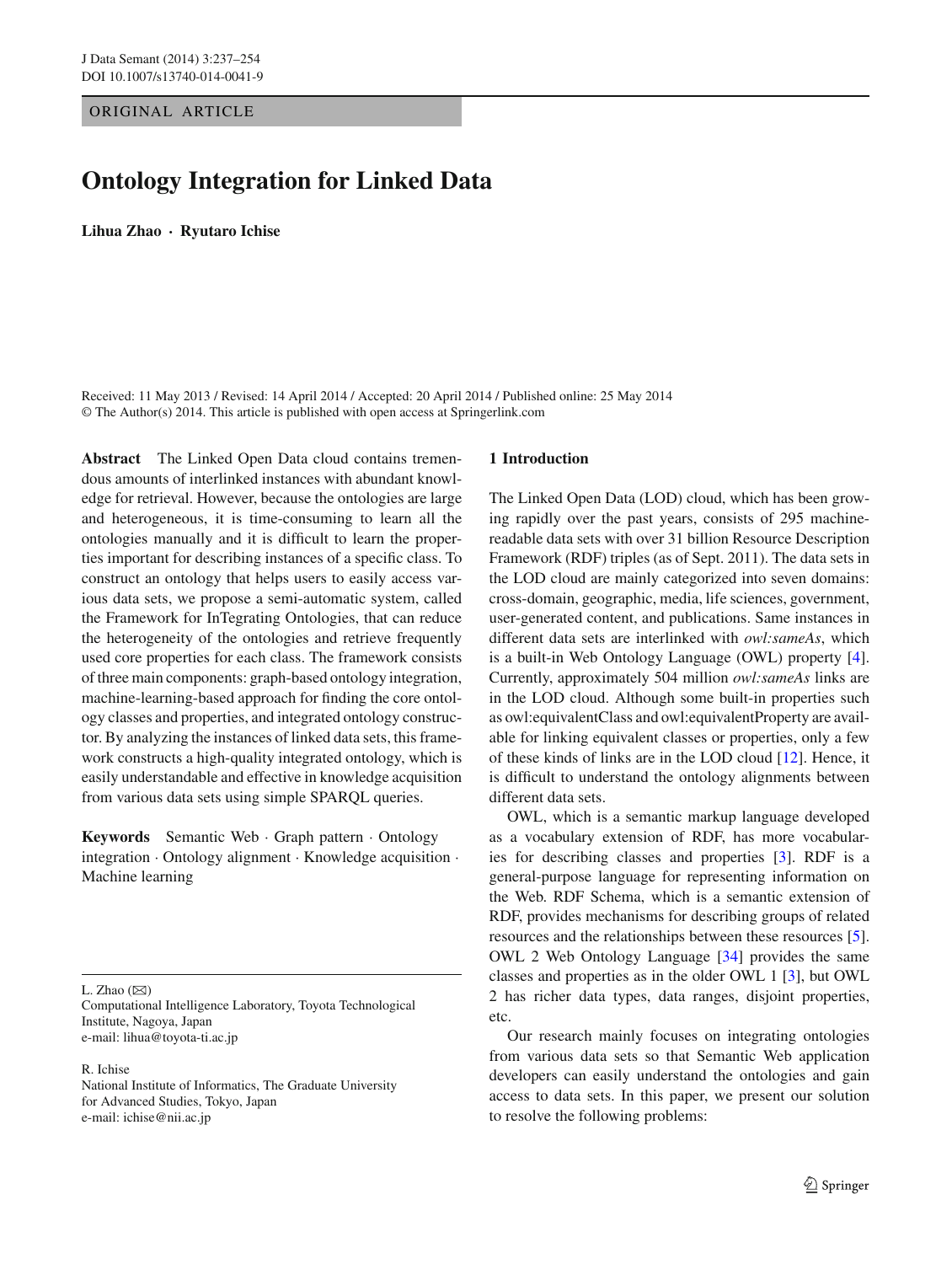ORIGINAL ARTICLE

# Ontology Integration for Linked Data

**Lihua Zhao · Ryutaro Ichise**

Received: 11 May 2013 / Revised: 14 April 2014 / Accepted: 20 April 2014 / Published online: 25 May 2014
© The Author(s) 2014. This article is published with open access at Springerlink.com

**Abstract** The Linked Open Data cloud contains tremendous amounts of interlinked instances with abundant knowledge for retrieval. However, because the ontologies are large and heterogeneous, it is time-consuming to learn all the ontologies manually and it is difficult to learn the properties important for describing instances of a specific class. To construct an ontology that helps users to easily access various data sets, we propose a semi-automatic system, called the Framework for InTegrating Ontologies, that can reduce the heterogeneity of the ontologies and retrieve frequently used core properties for each class. The framework consists of three main components: graph-based ontology integration, machine-learning-based approach for finding the core ontology classes and properties, and integrated ontology constructor. By analyzing the instances of linked data sets, this framework constructs a high-quality integrated ontology, which is easily understandable and effective in knowledge acquisition from various data sets using simple SPARQL queries.

**Keywords** Semantic Web · Graph pattern · Ontology integration · Ontology alignment · Knowledge acquisition · Machine learning

L. Zhao (✉)
Computational Intelligence Laboratory, Toyota Technological Institute, Nagoya, Japan
e-mail: lihua@toyota-ti.ac.jp

R. Ichise
National Institute of Informatics, The Graduate University for Advanced Studies, Tokyo, Japan
e-mail: ichise@nii.ac.jp

## 1 Introduction

The Linked Open Data (LOD) cloud, which has been growing rapidly over the past years, consists of 295 machine-readable data sets with over 31 billion Resource Description Framework (RDF) triples (as of Sept. 2011). The data sets in the LOD cloud are mainly categorized into seven domains: cross-domain, geographic, media, life sciences, government, user-generated content, and publications. Same instances in different data sets are interlinked with *owl:sameAs*, which is a built-in Web Ontology Language (OWL) property [4]. Currently, approximately 504 million *owl:sameAs* links are in the LOD cloud. Although some built-in properties such as owl:equivalentClass and owl:equivalentProperty are available for linking equivalent classes or properties, only a few of these kinds of links are in the LOD cloud [12]. Hence, it is difficult to understand the ontology alignments between different data sets.

OWL, which is a semantic markup language developed as a vocabulary extension of RDF, has more vocabularies for describing classes and properties [3]. RDF is a general-purpose language for representing information on the Web. RDF Schema, which is a semantic extension of RDF, provides mechanisms for describing groups of related resources and the relationships between these resources [5]. OWL 2 Web Ontology Language [34] provides the same classes and properties as in the older OWL 1 [3], but OWL 2 has richer data types, data ranges, disjoint properties, etc.

Our research mainly focuses on integrating ontologies from various data sets so that Semantic Web application developers can easily understand the ontologies and gain access to data sets. In this paper, we present our solution to resolve the following problems: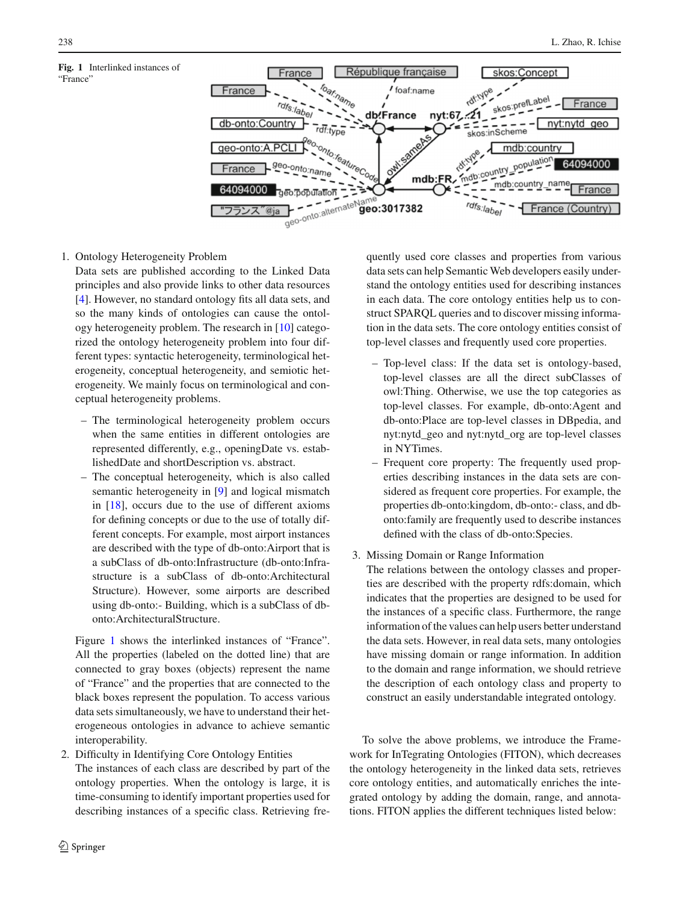**Fig. 1** Interlinked instances of "France"

1. Ontology Heterogeneity Problem
   Data sets are published according to the Linked Data principles and also provide links to other data resources [4]. However, no standard ontology fits all data sets, and so the many kinds of ontologies can cause the ontology heterogeneity problem. The research in [10] categorized the ontology heterogeneity problem into four different types: syntactic heterogeneity, terminological heterogeneity, conceptual heterogeneity, and semiotic heterogeneity. We mainly focus on terminological and conceptual heterogeneity problems.

   - The terminological heterogeneity problem occurs when the same entities in different ontologies are represented differently, e.g., openingDate vs. establishedDate and shortDescription vs. abstract.
   - The conceptual heterogeneity, which is also called semantic heterogeneity in [9] and logical mismatch in [18], occurs due to the use of different axioms for defining concepts or due to the use of totally different concepts. For example, most airport instances are described with the type of db-onto:Airport that is a subClass of db-onto:Infrastructure (db-onto:Infrastructure is a subClass of db-onto:Architectural Structure). However, some airports are described using db-onto:- Building, which is a subClass of db-onto:ArchitecturalStructure.

   Figure 1 shows the interlinked instances of "France". All the properties (labeled on the dotted line) that are connected to gray boxes (objects) represent the name of "France" and the properties that are connected to the black boxes represent the population. To access various data sets simultaneously, we have to understand their heterogeneous ontologies in advance to achieve semantic interoperability.

2. Difficulty in Identifying Core Ontology Entities
   The instances of each class are described by part of the ontology properties. When the ontology is large, it is time-consuming to identify important properties used for describing instances of a specific class. Retrieving frequently used core classes and properties from various data sets can help Semantic Web developers easily understand the ontology entities used for describing instances in each data. The core ontology entities help us to construct SPARQL queries and to discover missing information in the data sets. The core ontology entities consist of top-level classes and frequently used core properties.

   - Top-level class: If the data set is ontology-based, top-level classes are all the direct subClasses of owl:Thing. Otherwise, we use the top categories as top-level classes. For example, db-onto:Agent and db-onto:Place are top-level classes in DBpedia, and nyt:nytd_geo and nyt:nytd_org are top-level classes in NYTimes.
   - Frequent core property: The frequently used properties describing instances in the data sets are considered as frequent core properties. For example, the properties db-onto:kingdom, db-onto:- class, and db-onto:family are frequently used to describe instances defined with the class of db-onto:Species.

3. Missing Domain or Range Information
   The relations between the ontology classes and properties are described with the property rdfs:domain, which indicates that the properties are designed to be used for the instances of a specific class. Furthermore, the range information of the values can help users better understand the data sets. However, in real data sets, many ontologies have missing domain or range information. In addition to the domain and range information, we should retrieve the description of each ontology class and property to construct an easily understandable integrated ontology.

To solve the above problems, we introduce the Framework for InTegrating Ontologies (FITON), which decreases the ontology heterogeneity in the linked data sets, retrieves core ontology entities, and automatically enriches the integrated ontology by adding the domain, range, and annotations. FITON applies the different techniques listed below: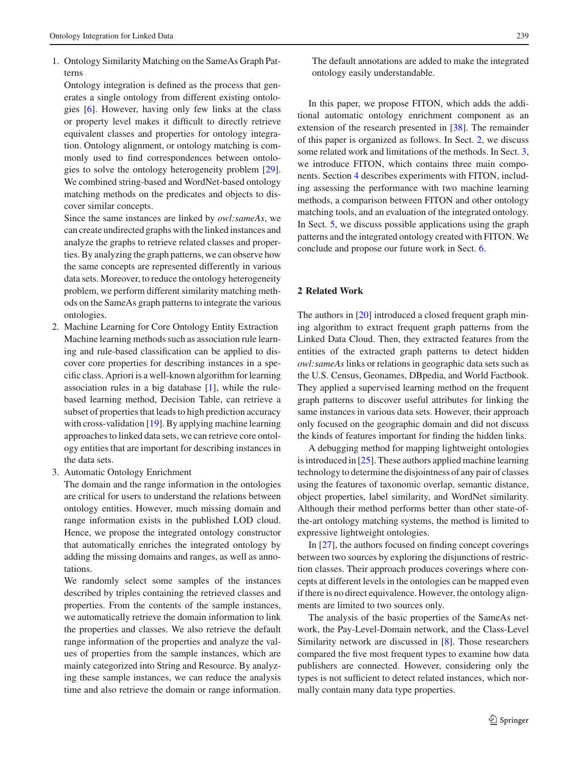1. Ontology Similarity Matching on the SameAs Graph Patterns
   Ontology integration is defined as the process that generates a single ontology from different existing ontologies [6]. However, having only few links at the class or property level makes it difficult to directly retrieve equivalent classes and properties for ontology integration. Ontology alignment, or ontology matching is commonly used to find correspondences between ontologies to solve the ontology heterogeneity problem [29]. We combined string-based and WordNet-based ontology matching methods on the predicates and objects to discover similar concepts.
   Since the same instances are linked by *owl:sameAs*, we can create undirected graphs with the linked instances and analyze the graphs to retrieve related classes and properties. By analyzing the graph patterns, we can observe how the same concepts are represented differently in various data sets. Moreover, to reduce the ontology heterogeneity problem, we perform different similarity matching methods on the SameAs graph patterns to integrate the various ontologies.
2. Machine Learning for Core Ontology Entity Extraction
   Machine learning methods such as association rule learning and rule-based classification can be applied to discover core properties for describing instances in a specific class. Apriori is a well-known algorithm for learning association rules in a big database [1], while the rule-based learning method, Decision Table, can retrieve a subset of properties that leads to high prediction accuracy with cross-validation [19]. By applying machine learning approaches to linked data sets, we can retrieve core ontology entities that are important for describing instances in the data sets.
3. Automatic Ontology Enrichment
   The domain and the range information in the ontologies are critical for users to understand the relations between ontology entities. However, much missing domain and range information exists in the published LOD cloud. Hence, we propose the integrated ontology constructor that automatically enriches the integrated ontology by adding the missing domains and ranges, as well as annotations.
   We randomly select some samples of the instances described by triples containing the retrieved classes and properties. From the contents of the sample instances, we automatically retrieve the domain information to link the properties and classes. We also retrieve the default range information of the properties and analyze the values of properties from the sample instances, which are mainly categorized into String and Resource. By analyzing these sample instances, we can reduce the analysis time and also retrieve the domain or range information. The default annotations are added to make the integrated ontology easily understandable.

In this paper, we propose FITON, which adds the additional automatic ontology enrichment component as an extension of the research presented in [38]. The remainder of this paper is organized as follows. In Sect. 2, we discuss some related work and limitations of the methods. In Sect. 3, we introduce FITON, which contains three main components. Section 4 describes experiments with FITON, including assessing the performance with two machine learning methods, a comparison between FITON and other ontology matching tools, and an evaluation of the integrated ontology. In Sect. 5, we discuss possible applications using the graph patterns and the integrated ontology created with FITON. We conclude and propose our future work in Sect. 6.

## 2 Related Work

The authors in [20] introduced a closed frequent graph mining algorithm to extract frequent graph patterns from the Linked Data Cloud. Then, they extracted features from the entities of the extracted graph patterns to detect hidden *owl:sameAs* links or relations in geographic data sets such as the U.S. Census, Geonames, DBpedia, and World Factbook. They applied a supervised learning method on the frequent graph patterns to discover useful attributes for linking the same instances in various data sets. However, their approach only focused on the geographic domain and did not discuss the kinds of features important for finding the hidden links.

A debugging method for mapping lightweight ontologies is introduced in [25]. These authors applied machine learning technology to determine the disjointness of any pair of classes using the features of taxonomic overlap, semantic distance, object properties, label similarity, and WordNet similarity. Although their method performs better than other state-of-the-art ontology matching systems, the method is limited to expressive lightweight ontologies.

In [27], the authors focused on finding concept coverings between two sources by exploring the disjunctions of restriction classes. Their approach produces coverings where concepts at different levels in the ontologies can be mapped even if there is no direct equivalence. However, the ontology alignments are limited to two sources only.

The analysis of the basic properties of the SameAs network, the Pay-Level-Domain network, and the Class-Level Similarity network are discussed in [8]. Those researchers compared the five most frequent types to examine how data publishers are connected. However, considering only the types is not sufficient to detect related instances, which normally contain many data type properties.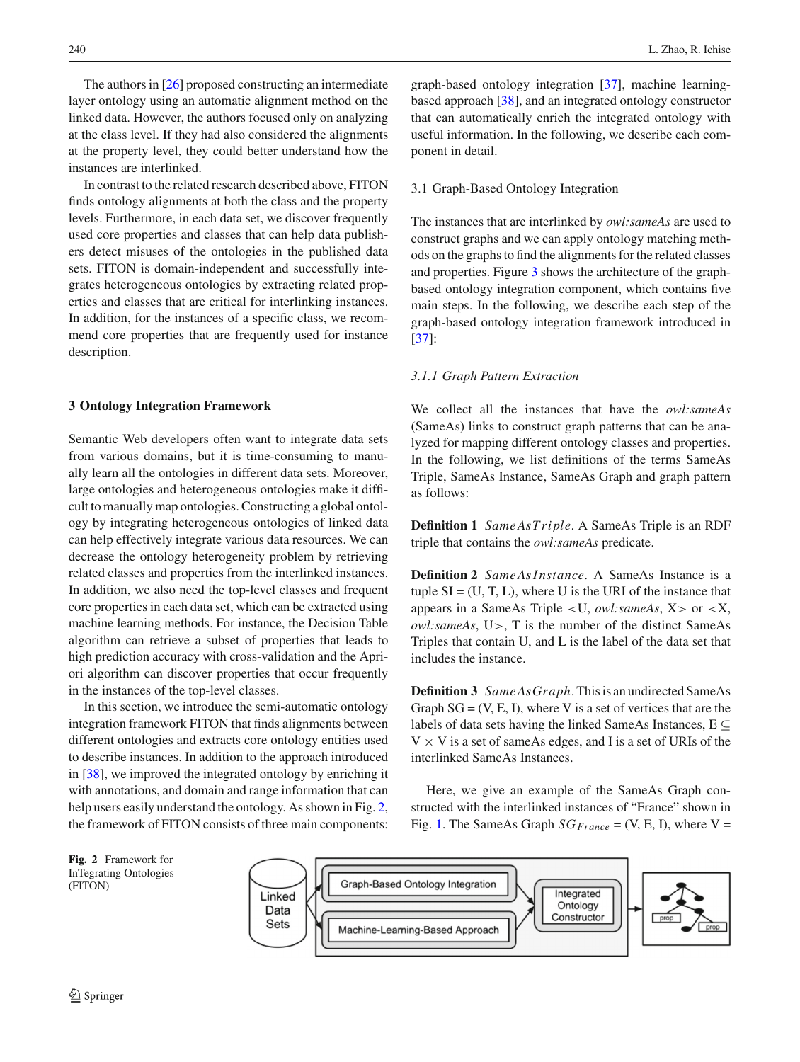The authors in [26] proposed constructing an intermediate layer ontology using an automatic alignment method on the linked data. However, the authors focused only on analyzing at the class level. If they had also considered the alignments at the property level, they could better understand how the instances are interlinked.

In contrast to the related research described above, FITON finds ontology alignments at both the class and the property levels. Furthermore, in each data set, we discover frequently used core properties and classes that can help data publishers detect misuses of the ontologies in the published data sets. FITON is domain-independent and successfully integrates heterogeneous ontologies by extracting related properties and classes that are critical for interlinking instances. In addition, for the instances of a specific class, we recommend core properties that are frequently used for instance description.

## 3 Ontology Integration Framework

Semantic Web developers often want to integrate data sets from various domains, but it is time-consuming to manually learn all the ontologies in different data sets. Moreover, large ontologies and heterogeneous ontologies make it difficult to manually map ontologies. Constructing a global ontology by integrating heterogeneous ontologies of linked data can help effectively integrate various data resources. We can decrease the ontology heterogeneity problem by retrieving related classes and properties from the interlinked instances. In addition, we also need the top-level classes and frequent core properties in each data set, which can be extracted using machine learning methods. For instance, the Decision Table algorithm can retrieve a subset of properties that leads to high prediction accuracy with cross-validation and the Apriori algorithm can discover properties that occur frequently in the instances of the top-level classes.

In this section, we introduce the semi-automatic ontology integration framework FITON that finds alignments between different ontologies and extracts core ontology entities used to describe instances. In addition to the approach introduced in [38], we improved the integrated ontology by enriching it with annotations, and domain and range information that can help users easily understand the ontology. As shown in Fig. 2, the framework of FITON consists of three main components: graph-based ontology integration [37], machine learning-based approach [38], and an integrated ontology constructor that can automatically enrich the integrated ontology with useful information. In the following, we describe each component in detail.

### 3.1 Graph-Based Ontology Integration

The instances that are interlinked by *owl:sameAs* are used to construct graphs and we can apply ontology matching methods on the graphs to find the alignments for the related classes and properties. Figure 3 shows the architecture of the graph-based ontology integration component, which contains five main steps. In the following, we describe each step of the graph-based ontology integration framework introduced in [37]:

#### *3.1.1 Graph Pattern Extraction*

We collect all the instances that have the *owl:sameAs* (SameAs) links to construct graph patterns that can be analyzed for mapping different ontology classes and properties. In the following, we list definitions of the terms SameAs Triple, SameAs Instance, SameAs Graph and graph pattern as follows:

**Definition 1** *SameAsTriple*. A SameAs Triple is an RDF triple that contains the *owl:sameAs* predicate.

**Definition 2** *SameAsInstance*. A SameAs Instance is a tuple SI = (U, T, L), where U is the URI of the instance that appears in a SameAs Triple <U, *owl:sameAs*, X> or <X, *owl:sameAs*, U>, T is the number of the distinct SameAs Triples that contain U, and L is the label of the data set that includes the instance.

**Definition 3** *SameAsGraph*. This is an undirected SameAs Graph SG = (V, E, I), where V is a set of vertices that are the labels of data sets having the linked SameAs Instances, E $\subseteq$ V $\times$ V is a set of sameAs edges, and I is a set of URIs of the interlinked SameAs Instances.

Here, we give an example of the SameAs Graph constructed with the interlinked instances of "France" shown in Fig. 1. The SameAs Graph $SG_{France}$ = (V, E, I), where V =

**Fig. 2** Framework for InTegrating Ontologies (FITON)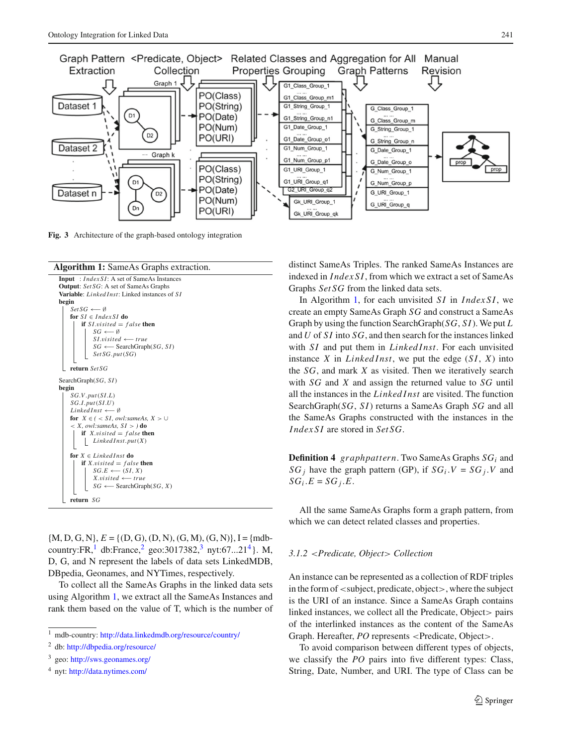Graph Pattern Extraction | <Predicate, Object> Collection | Related Classes and Properties Grouping | Aggregation for All Graph Patterns | Manual Revision

**Fig. 3** Architecture of the graph-based ontology integration

**Algorithm 1:** SameAs Graphs extraction.

```
Input   : IndexSI: A set of SameAs Instances
Output: SetSG: A set of SameAs Graphs
Variable: LinkedInst: Linked instances of SI
begin
    SetSG ⟵ ∅
    for SI ∈ IndexSI do
        if SI.visited = false then
            SG ⟵ ∅
            SI.visited ⟵ true
            SG ⟵ SearchGraph(SG, SI)
            SetSG.put(SG)
    return SetSG

SearchGraph(SG, SI)
begin
    SG.V.put(SI.L)
    SG.I.put(SI.U)
    LinkedInst ⟵ ∅
    for X ∈ ( < SI, owl:sameAs, X > ∪
    < X, owl:sameAs, SI > ) do
        if X.visited = false then
            LinkedInst.put(X)

    for X ∈ LinkedInst do
        if X.visited = false then
            SG.E ⟵ (SI, X)
            X.visited ⟵ true
            SG ⟵ SearchGraph(SG, X)
    return SG
```

{M, D, G, N}, $E$ = {(D, G), (D, N), (G, M), (G, N)}, I = {mdb-country:FR,[1] db:France,[2] geo:3017382,[3] nyt:67...21[4]}. M, D, G, and N represent the labels of data sets LinkedMDB, DBpedia, Geonames, and NYTimes, respectively.

To collect all the SameAs Graphs in the linked data sets using Algorithm 1, we extract all the SameAs Instances and rank them based on the value of T, which is the number of distinct SameAs Triples. The ranked SameAs Instances are indexed in $IndexSI$, from which we extract a set of SameAs Graphs $SetSG$ from the linked data sets.

In Algorithm 1, for each unvisited $SI$ in $IndexSI$, we create an empty SameAs Graph $SG$ and construct a SameAs Graph by using the function SearchGraph($SG$, $SI$). We put $L$ and $U$ of $SI$ into $SG$, and then search for the instances linked with $SI$ and put them in $LinkedInst$. For each unvisited instance $X$ in $LinkedInst$, we put the edge ($SI$, $X$) into the $SG$, and mark $X$ as visited. Then we iteratively search with $SG$ and $X$ and assign the returned value to $SG$ until all the instances in the $LinkedInst$ are visited. The function SearchGraph($SG$, $SI$) returns a SameAs Graph $SG$ and all the SameAs Graphs constructed with the instances in the $IndexSI$ are stored in $SetSG$.

**Definition 4** *graphpattern*. Two SameAs Graphs $SG_i$ and $SG_j$ have the graph pattern (GP), if $SG_i.V = SG_j.V$ and $SG_i.E = SG_j.E$.

All the same SameAs Graphs form a graph pattern, from which we can detect related classes and properties.

### 3.1.2 <Predicate, Object> Collection

An instance can be represented as a collection of RDF triples in the form of <subject, predicate, object>, where the subject is the URI of an instance. Since a SameAs Graph contains linked instances, we collect all the Predicate, Object> pairs of the interlinked instances as the content of the SameAs Graph. Hereafter, $PO$ represents <Predicate, Object>.

To avoid comparison between different types of objects, we classify the $PO$ pairs into five different types: Class, String, Date, Number, and URI. The type of Class can be

[1] mdb-country: http://data.linkedmdb.org/resource/country/

[2] db: http://dbpedia.org/resource/

[3] geo: http://sws.geonames.org/

[4] nyt: http://data.nytimes.com/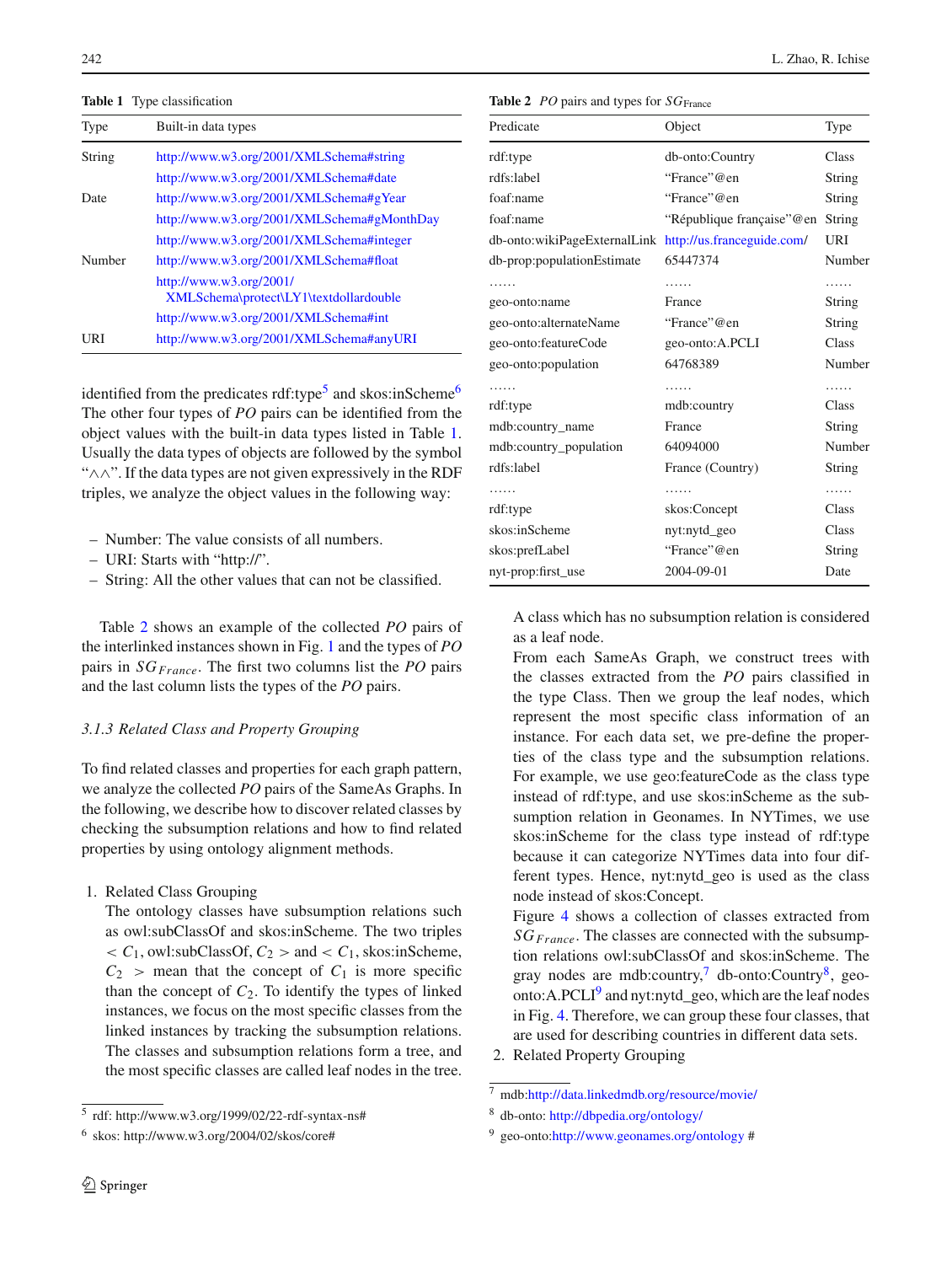**Table 1** Type classification

| Type | Built-in data types |
|---|---|
| String | http://www.w3.org/2001/XMLSchema#string |
| | http://www.w3.org/2001/XMLSchema#date |
| Date | http://www.w3.org/2001/XMLSchema#gYear |
| | http://www.w3.org/2001/XMLSchema#gMonthDay |
| | http://www.w3.org/2001/XMLSchema#integer |
| Number | http://www.w3.org/2001/XMLSchema#float |
| | http://www.w3.org/2001/XMLSchema\protect\LY1\textdollardouble |
| | http://www.w3.org/2001/XMLSchema#int |
| URI | http://www.w3.org/2001/XMLSchema#anyURI |

identified from the predicates rdf:type[5] and skos:inScheme[6] The other four types of *PO* pairs can be identified from the object values with the built-in data types listed in Table 1. Usually the data types of objects are followed by the symbol "∧∧". If the data types are not given expressively in the RDF triples, we analyze the object values in the following way:

- Number: The value consists of all numbers.
- URI: Starts with "http://".
- String: All the other values that can not be classified.

Table 2 shows an example of the collected *PO* pairs of the interlinked instances shown in Fig. 1 and the types of *PO* pairs in $SG_{France}$. The first two columns list the *PO* pairs and the last column lists the types of the *PO* pairs.

### 3.1.3 Related Class and Property Grouping

To find related classes and properties for each graph pattern, we analyze the collected *PO* pairs of the SameAs Graphs. In the following, we describe how to discover related classes by checking the subsumption relations and how to find related properties by using ontology alignment methods.

1. Related Class Grouping
   The ontology classes have subsumption relations such as owl:subClassOf and skos:inScheme. The two triples $< C_1$, owl:subClassOf, $C_2 >$ and $< C_1$, skos:inScheme, $C_2 >$ mean that the concept of $C_1$ is more specific than the concept of $C_2$. To identify the types of linked instances, we focus on the most specific classes from the linked instances by tracking the subsumption relations. The classes and subsumption relations form a tree, and the most specific classes are called leaf nodes in the tree.

**Table 2** *PO* pairs and types for $SG_{\text{France}}$

| Predicate | Object | Type |
|---|---|---|
| rdf:type | db-onto:Country | Class |
| rdfs:label | "France"@en | String |
| foaf:name | "France"@en | String |
| foaf:name | "République française"@en | String |
| db-onto:wikiPageExternalLink | http://us.franceguide.com/ | URI |
| db-prop:populationEstimate | 65447374 | Number |
| …… | …… | …… |
| geo-onto:name | France | String |
| geo-onto:alternateName | "France"@en | String |
| geo-onto:featureCode | geo-onto:A.PCLI | Class |
| geo-onto:population | 64768389 | Number |
| …… | …… | …… |
| rdf:type | mdb:country | Class |
| mdb:country_name | France | String |
| mdb:country_population | 64094000 | Number |
| rdfs:label | France (Country) | String |
| …… | …… | …… |
| rdf:type | skos:Concept | Class |
| skos:inScheme | nyt:nytd_geo | Class |
| skos:prefLabel | "France"@en | String |
| nyt-prop:first_use | 2004-09-01 | Date |

   A class which has no subsumption relation is considered as a leaf node.
   From each SameAs Graph, we construct trees with the classes extracted from the *PO* pairs classified in the type Class. Then we group the leaf nodes, which represent the most specific class information of an instance. For each data set, we pre-define the properties of the class type and the subsumption relations. For example, we use geo:featureCode as the class type instead of rdf:type, and use skos:inScheme as the subsumption relation in Geonames. In NYTimes, we use skos:inScheme for the class type instead of rdf:type because it can categorize NYTimes data into four different types. Hence, nyt:nytd_geo is used as the class node instead of skos:Concept.
   Figure 4 shows a collection of classes extracted from $SG_{France}$. The classes are connected with the subsumption relations owl:subClassOf and skos:inScheme. The gray nodes are mdb:country,[7] db-onto:Country[8], geo-onto:A.PCLI[9] and nyt:nytd_geo, which are the leaf nodes in Fig. 4. Therefore, we can group these four classes, that are used for describing countries in different data sets.
2. Related Property Grouping

[5] rdf: http://www.w3.org/1999/02/22-rdf-syntax-ns#

[6] skos: http://www.w3.org/2004/02/skos/core#

[7] mdb:http://data.linkedmdb.org/resource/movie/

[8] db-onto: http://dbpedia.org/ontology/

[9] geo-onto:http://www.geonames.org/ontology #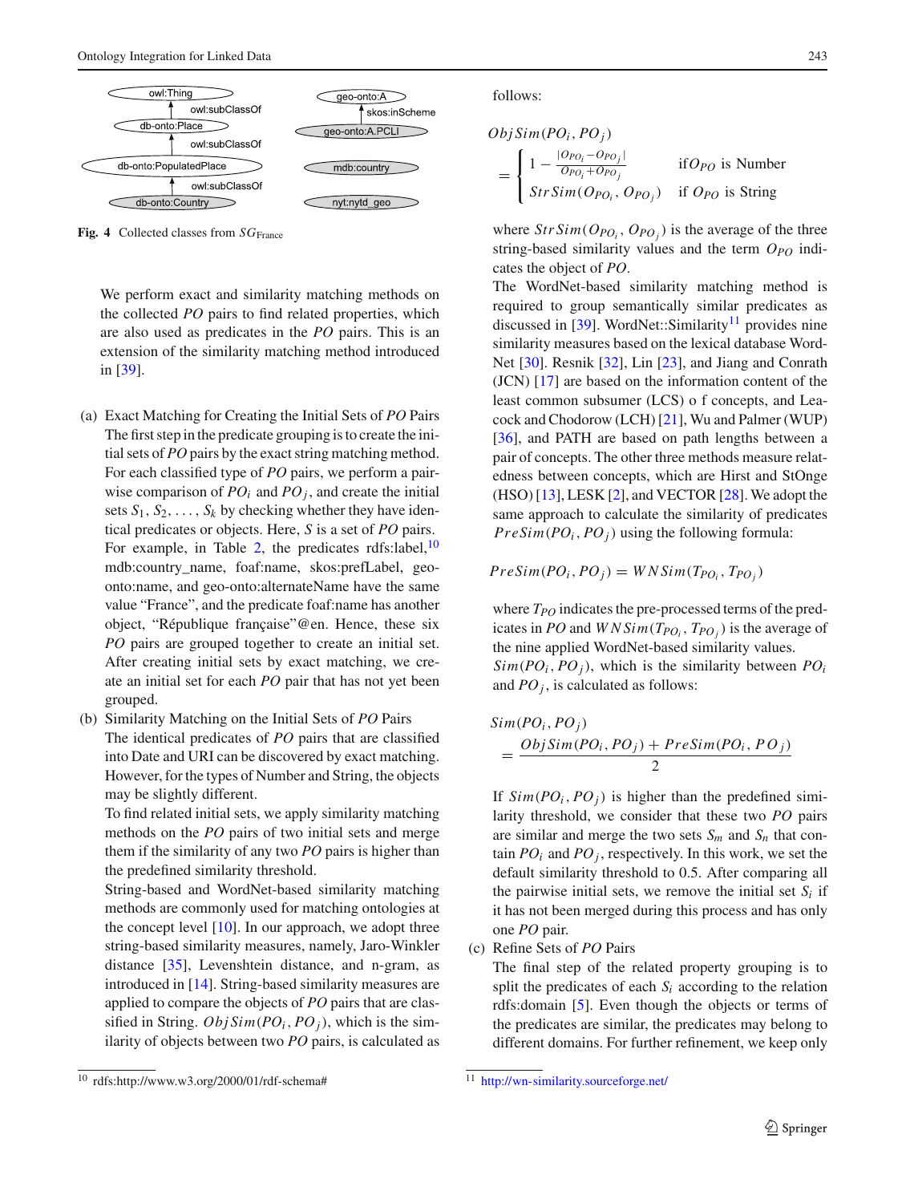Fig. 4 Collected classes from $SG_{\text{France}}$

We perform exact and similarity matching methods on the collected $PO$ pairs to find related properties, which are also used as predicates in the $PO$ pairs. This is an extension of the similarity matching method introduced in [39].

(a) Exact Matching for Creating the Initial Sets of $PO$ Pairs

The first step in the predicate grouping is to create the initial sets of $PO$ pairs by the exact string matching method. For each classified type of $PO$ pairs, we perform a pairwise comparison of $PO_i$ and $PO_j$, and create the initial sets $S_1, S_2, \ldots, S_k$ by checking whether they have identical predicates or objects. Here, $S$ is a set of $PO$ pairs. For example, in Table 2, the predicates rdfs:label,[10] mdb:country_name, foaf:name, skos:prefLabel, geo-onto:name, and geo-onto:alternateName have the same value "France", and the predicate foaf:name has another object, "République française"@en. Hence, these six $PO$ pairs are grouped together to create an initial set. After creating initial sets by exact matching, we create an initial set for each $PO$ pair that has not yet been grouped.

(b) Similarity Matching on the Initial Sets of $PO$ Pairs

The identical predicates of $PO$ pairs that are classified into Date and URI can be discovered by exact matching. However, for the types of Number and String, the objects may be slightly different.

To find related initial sets, we apply similarity matching methods on the $PO$ pairs of two initial sets and merge them if the similarity of any two $PO$ pairs is higher than the predefined similarity threshold.

String-based and WordNet-based similarity matching methods are commonly used for matching ontologies at the concept level [10]. In our approach, we adopt three string-based similarity measures, namely, Jaro-Winkler distance [35], Levenshtein distance, and n-gram, as introduced in [14]. String-based similarity measures are applied to compare the objects of $PO$ pairs that are classified in String. $ObjSim(PO_i, PO_j)$, which is the similarity of objects between two $PO$ pairs, is calculated as follows:

$$ObjSim(PO_i, PO_j) = \begin{cases} 1 - \frac{|O_{PO_i} - O_{PO_j}|}{O_{PO_i} + O_{PO_j}} & \text{if } O_{PO} \text{ is Number} \\ StrSim(O_{PO_i}, O_{PO_j}) & \text{if } O_{PO} \text{ is String} \end{cases}$$

where $StrSim(O_{PO_i}, O_{PO_j})$ is the average of the three string-based similarity values and the term $O_{PO}$ indicates the object of $PO$.

The WordNet-based similarity matching method is required to group semantically similar predicates as discussed in [39]. WordNet::Similarity[11] provides nine similarity measures based on the lexical database WordNet [30]. Resnik [32], Lin [23], and Jiang and Conrath (JCN) [17] are based on the information content of the least common subsumer (LCS) o f concepts, and Leacock and Chodorow (LCH) [21], Wu and Palmer (WUP) [36], and PATH are based on path lengths between a pair of concepts. The other three methods measure relatedness between concepts, which are Hirst and StOnge (HSO) [13], LESK [2], and VECTOR [28]. We adopt the same approach to calculate the similarity of predicates $PreSim(PO_i, PO_j)$ using the following formula:

$$PreSim(PO_i, PO_j) = WNSim(T_{PO_i}, T_{PO_j})$$

where $T_{PO}$ indicates the pre-processed terms of the predicates in $PO$ and $WNSim(T_{PO_i}, T_{PO_j})$ is the average of the nine applied WordNet-based similarity values.

$Sim(PO_i, PO_j)$, which is the similarity between $PO_i$ and $PO_j$, is calculated as follows:

$$Sim(PO_i, PO_j) = \frac{ObjSim(PO_i, PO_j) + PreSim(PO_i, PO_j)}{2}$$

If $Sim(PO_i, PO_j)$ is higher than the predefined similarity threshold, we consider that these two $PO$ pairs are similar and merge the two sets $S_m$ and $S_n$ that contain $PO_i$ and $PO_j$, respectively. In this work, we set the default similarity threshold to 0.5. After comparing all the pairwise initial sets, we remove the initial set $S_i$ if it has not been merged during this process and has only one $PO$ pair.

(c) Refine Sets of $PO$ Pairs

The final step of the related property grouping is to split the predicates of each $S_i$ according to the relation rdfs:domain [5]. Even though the objects or terms of the predicates are similar, the predicates may belong to different domains. For further refinement, we keep only

[10] rdfs:http://www.w3.org/2000/01/rdf-schema#

[11] http://wn-similarity.sourceforge.net/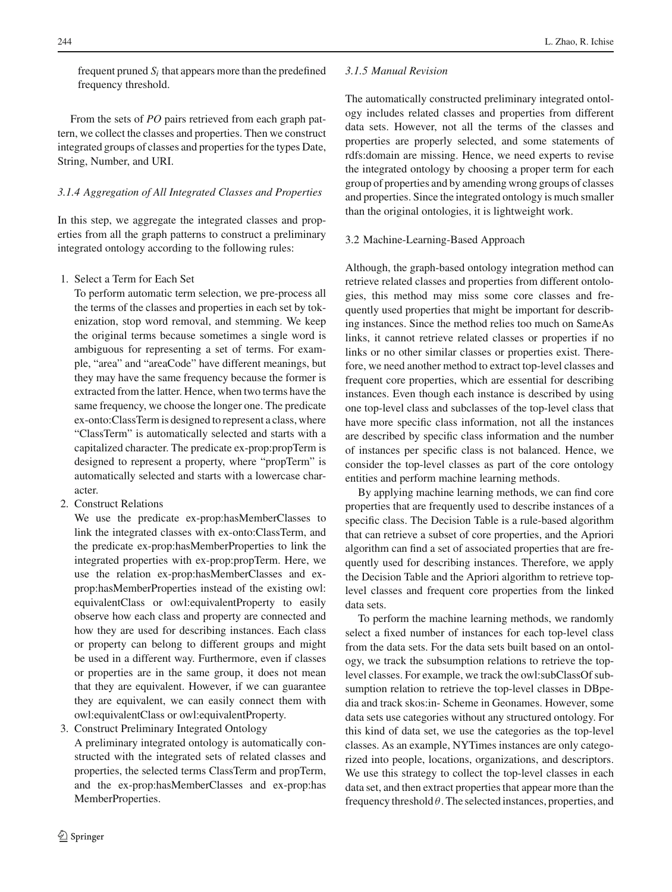frequent pruned $S_i$ that appears more than the predefined frequency threshold.

From the sets of *PO* pairs retrieved from each graph pattern, we collect the classes and properties. Then we construct integrated groups of classes and properties for the types Date, String, Number, and URI.

#### *3.1.4 Aggregation of All Integrated Classes and Properties*

In this step, we aggregate the integrated classes and properties from all the graph patterns to construct a preliminary integrated ontology according to the following rules:

1. Select a Term for Each Set
   To perform automatic term selection, we pre-process all the terms of the classes and properties in each set by tokenization, stop word removal, and stemming. We keep the original terms because sometimes a single word is ambiguous for representing a set of terms. For example, "area" and "areaCode" have different meanings, but they may have the same frequency because the former is extracted from the latter. Hence, when two terms have the same frequency, we choose the longer one. The predicate ex-onto:ClassTerm is designed to represent a class, where "ClassTerm" is automatically selected and starts with a capitalized character. The predicate ex-prop:propTerm is designed to represent a property, where "propTerm" is automatically selected and starts with a lowercase character.
2. Construct Relations
   We use the predicate ex-prop:hasMemberClasses to link the integrated classes with ex-onto:ClassTerm, and the predicate ex-prop:hasMemberProperties to link the integrated properties with ex-prop:propTerm. Here, we use the relation ex-prop:hasMemberClasses and ex-prop:hasMemberProperties instead of the existing owl: equivalentClass or owl:equivalentProperty to easily observe how each class and property are connected and how they are used for describing instances. Each class or property can belong to different groups and might be used in a different way. Furthermore, even if classes or properties are in the same group, it does not mean that they are equivalent. However, if we can guarantee they are equivalent, we can easily connect them with owl:equivalentClass or owl:equivalentProperty.
3. Construct Preliminary Integrated Ontology
   A preliminary integrated ontology is automatically constructed with the integrated sets of related classes and properties, the selected terms ClassTerm and propTerm, and the ex-prop:hasMemberClasses and ex-prop:has MemberProperties.

#### *3.1.5 Manual Revision*

The automatically constructed preliminary integrated ontology includes related classes and properties from different data sets. However, not all the terms of the classes and properties are properly selected, and some statements of rdfs:domain are missing. Hence, we need experts to revise the integrated ontology by choosing a proper term for each group of properties and by amending wrong groups of classes and properties. Since the integrated ontology is much smaller than the original ontologies, it is lightweight work.

### 3.2 Machine-Learning-Based Approach

Although, the graph-based ontology integration method can retrieve related classes and properties from different ontologies, this method may miss some core classes and frequently used properties that might be important for describing instances. Since the method relies too much on SameAs links, it cannot retrieve related classes or properties if no links or no other similar classes or properties exist. Therefore, we need another method to extract top-level classes and frequent core properties, which are essential for describing instances. Even though each instance is described by using one top-level class and subclasses of the top-level class that have more specific class information, not all the instances are described by specific class information and the number of instances per specific class is not balanced. Hence, we consider the top-level classes as part of the core ontology entities and perform machine learning methods.

By applying machine learning methods, we can find core properties that are frequently used to describe instances of a specific class. The Decision Table is a rule-based algorithm that can retrieve a subset of core properties, and the Apriori algorithm can find a set of associated properties that are frequently used for describing instances. Therefore, we apply the Decision Table and the Apriori algorithm to retrieve top-level classes and frequent core properties from the linked data sets.

To perform the machine learning methods, we randomly select a fixed number of instances for each top-level class from the data sets. For the data sets built based on an ontology, we track the subsumption relations to retrieve the top-level classes. For example, we track the owl:subClassOf subsumption relation to retrieve the top-level classes in DBpedia and track skos:in- Scheme in Geonames. However, some data sets use categories without any structured ontology. For this kind of data set, we use the categories as the top-level classes. As an example, NYTimes instances are only categorized into people, locations, organizations, and descriptors. We use this strategy to collect the top-level classes in each data set, and then extract properties that appear more than the frequency threshold $\theta$. The selected instances, properties, and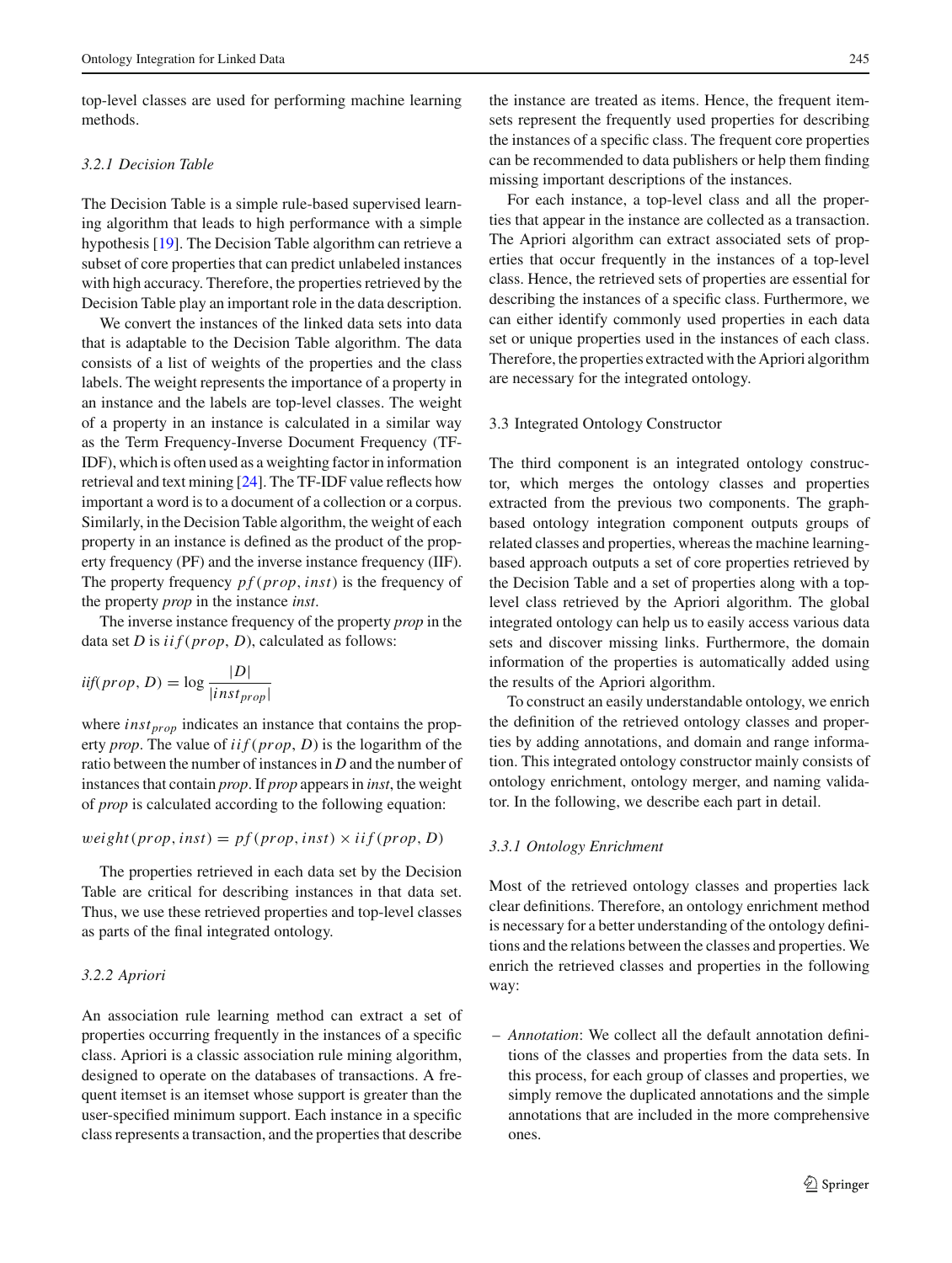top-level classes are used for performing machine learning methods.

### 3.2.1 Decision Table

The Decision Table is a simple rule-based supervised learning algorithm that leads to high performance with a simple hypothesis [19]. The Decision Table algorithm can retrieve a subset of core properties that can predict unlabeled instances with high accuracy. Therefore, the properties retrieved by the Decision Table play an important role in the data description.

We convert the instances of the linked data sets into data that is adaptable to the Decision Table algorithm. The data consists of a list of weights of the properties and the class labels. The weight represents the importance of a property in an instance and the labels are top-level classes. The weight of a property in an instance is calculated in a similar way as the Term Frequency-Inverse Document Frequency (TF-IDF), which is often used as a weighting factor in information retrieval and text mining [24]. The TF-IDF value reflects how important a word is to a document of a collection or a corpus. Similarly, in the Decision Table algorithm, the weight of each property in an instance is defined as the product of the property frequency (PF) and the inverse instance frequency (IIF). The property frequency $pf(prop, inst)$ is the frequency of the property *prop* in the instance *inst*.

The inverse instance frequency of the property *prop* in the data set *D* is $iif(prop, D)$, calculated as follows:

$$iif(prop, D) = \log \frac{|D|}{|inst_{prop}|}$$

where $inst_{prop}$ indicates an instance that contains the property *prop*. The value of $iif(prop, D)$ is the logarithm of the ratio between the number of instances in *D* and the number of instances that contain *prop*. If *prop* appears in *inst*, the weight of *prop* is calculated according to the following equation:

$$weight(prop, inst) = pf(prop, inst) \times iif(prop, D)$$

The properties retrieved in each data set by the Decision Table are critical for describing instances in that data set. Thus, we use these retrieved properties and top-level classes as parts of the final integrated ontology.

### 3.2.2 Apriori

An association rule learning method can extract a set of properties occurring frequently in the instances of a specific class. Apriori is a classic association rule mining algorithm, designed to operate on the databases of transactions. A frequent itemset is an itemset whose support is greater than the user-specified minimum support. Each instance in a specific class represents a transaction, and the properties that describe the instance are treated as items. Hence, the frequent itemsets represent the frequently used properties for describing the instances of a specific class. The frequent core properties can be recommended to data publishers or help them finding missing important descriptions of the instances.

For each instance, a top-level class and all the properties that appear in the instance are collected as a transaction. The Apriori algorithm can extract associated sets of properties that occur frequently in the instances of a top-level class. Hence, the retrieved sets of properties are essential for describing the instances of a specific class. Furthermore, we can either identify commonly used properties in each data set or unique properties used in the instances of each class. Therefore, the properties extracted with the Apriori algorithm are necessary for the integrated ontology.

## 3.3 Integrated Ontology Constructor

The third component is an integrated ontology constructor, which merges the ontology classes and properties extracted from the previous two components. The graph-based ontology integration component outputs groups of related classes and properties, whereas the machine learning-based approach outputs a set of core properties retrieved by the Decision Table and a set of properties along with a top-level class retrieved by the Apriori algorithm. The global integrated ontology can help us to easily access various data sets and discover missing links. Furthermore, the domain information of the properties is automatically added using the results of the Apriori algorithm.

To construct an easily understandable ontology, we enrich the definition of the retrieved ontology classes and properties by adding annotations, and domain and range information. This integrated ontology constructor mainly consists of ontology enrichment, ontology merger, and naming validator. In the following, we describe each part in detail.

### 3.3.1 Ontology Enrichment

Most of the retrieved ontology classes and properties lack clear definitions. Therefore, an ontology enrichment method is necessary for a better understanding of the ontology definitions and the relations between the classes and properties. We enrich the retrieved classes and properties in the following way:

- *Annotation*: We collect all the default annotation definitions of the classes and properties from the data sets. In this process, for each group of classes and properties, we simply remove the duplicated annotations and the simple annotations that are included in the more comprehensive ones.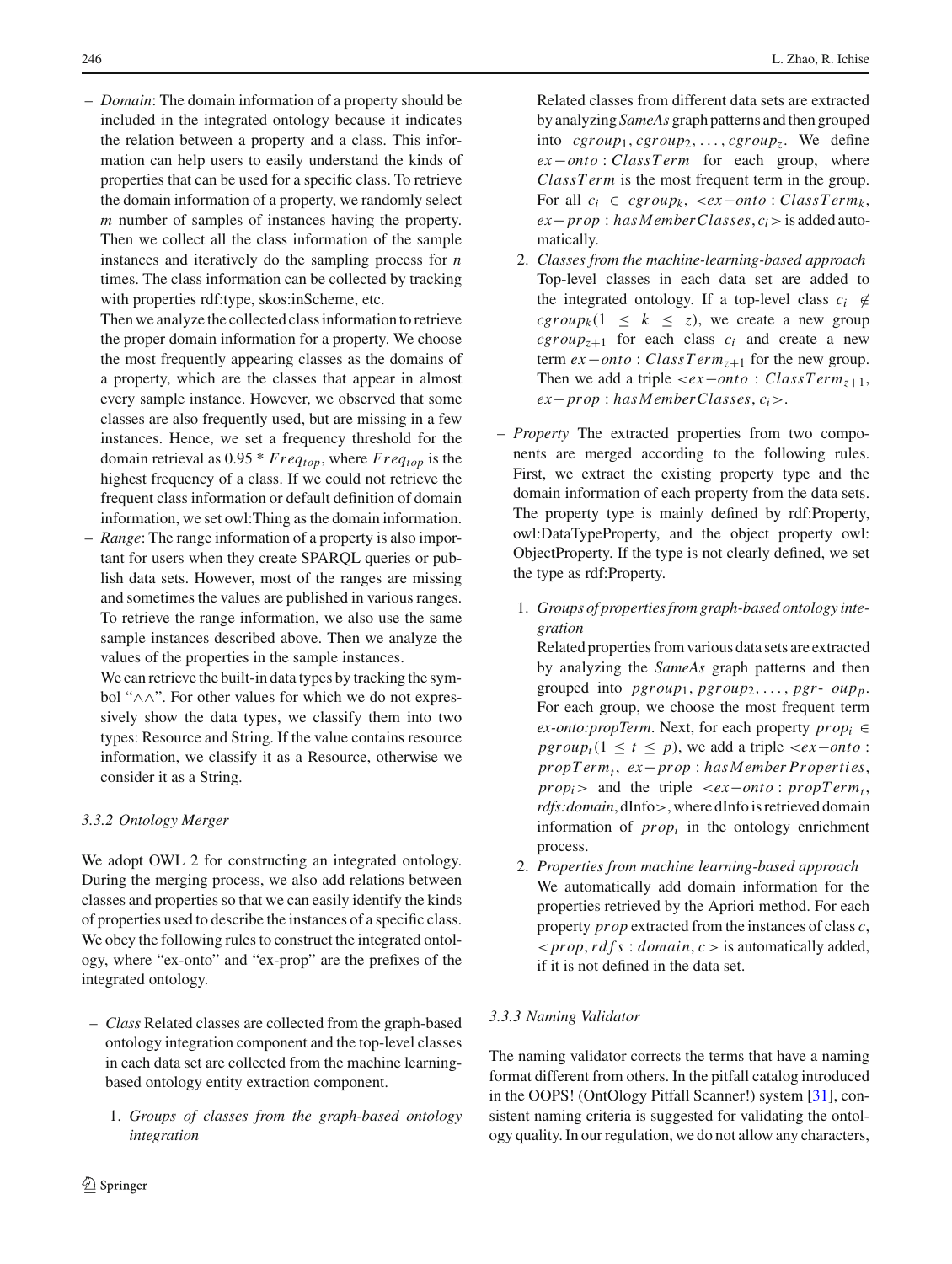- *Domain*: The domain information of a property should be included in the integrated ontology because it indicates the relation between a property and a class. This information can help users to easily understand the kinds of properties that can be used for a specific class. To retrieve the domain information of a property, we randomly select *m* number of samples of instances having the property. Then we collect all the class information of the sample instances and iteratively do the sampling process for *n* times. The class information can be collected by tracking with properties rdf:type, skos:inScheme, etc.

  Then we analyze the collected class information to retrieve the proper domain information for a property. We choose the most frequently appearing classes as the domains of a property, which are the classes that appear in almost every sample instance. However, we observed that some classes are also frequently used, but are missing in a few instances. Hence, we set a frequency threshold for the domain retrieval as $0.95 * Freq_{top}$, where $Freq_{top}$ is the highest frequency of a class. If we could not retrieve the frequent class information or default definition of domain information, we set owl:Thing as the domain information.
- *Range*: The range information of a property is also important for users when they create SPARQL queries or publish data sets. However, most of the ranges are missing and sometimes the values are published in various ranges. To retrieve the range information, we also use the same sample instances described above. Then we analyze the values of the properties in the sample instances.

  We can retrieve the built-in data types by tracking the symbol "∧∧". For other values for which we do not expressively show the data types, we classify them into two types: Resource and String. If the value contains resource information, we classify it as a Resource, otherwise we consider it as a String.

### 3.3.2 Ontology Merger

We adopt OWL 2 for constructing an integrated ontology. During the merging process, we also add relations between classes and properties so that we can easily identify the kinds of properties used to describe the instances of a specific class. We obey the following rules to construct the integrated ontology, where "ex-onto" and "ex-prop" are the prefixes of the integrated ontology.

- *Class* Related classes are collected from the graph-based ontology integration component and the top-level classes in each data set are collected from the machine learning-based ontology entity extraction component.

  1. *Groups of classes from the graph-based ontology integration*

     Related classes from different data sets are extracted by analyzing *SameAs* graph patterns and then grouped into $cgroup_1, cgroup_2, \ldots, cgroup_z$. We define $ex\text{-}onto : ClassTerm$ for each group, where $ClassTerm$ is the most frequent term in the group. For all $c_i \in cgroup_k$, $<ex\text{-}onto : ClassTerm_k$, $ex\text{-}prop : hasMemberClasses, c_i>$ is added automatically.
  2. *Classes from the machine-learning-based approach*

     Top-level classes in each data set are added to the integrated ontology. If a top-level class $c_i \notin cgroup_k (1 \leq k \leq z)$, we create a new group $cgroup_{z+1}$ for each class $c_i$ and create a new term $ex\text{-}onto : ClassTerm_{z+1}$ for the new group. Then we add a triple $<ex\text{-}onto : ClassTerm_{z+1}$, $ex\text{-}prop : hasMemberClasses, c_i>$.

- *Property* The extracted properties from two components are merged according to the following rules. First, we extract the existing property type and the domain information of each property from the data sets. The property type is mainly defined by rdf:Property, owl:DataTypeProperty, and the object property owl:ObjectProperty. If the type is not clearly defined, we set the type as rdf:Property.

  1. *Groups of properties from graph-based ontology integration*

     Related properties from various data sets are extracted by analyzing the *SameAs* graph patterns and then grouped into $pgroup_1, pgroup_2, \ldots, pgroup_p$. For each group, we choose the most frequent term *ex-onto:propTerm*. Next, for each property $prop_i \in pgroup_t (1 \leq t \leq p)$, we add a triple $<ex\text{-}onto : propTerm_t$, $ex\text{-}prop : hasMemberProperties$, $prop_i>$ and the triple $<ex\text{-}onto : propTerm_t$, *rdfs:domain*, dInfo>, where dInfo is retrieved domain information of $prop_i$ in the ontology enrichment process.
  2. *Properties from machine learning-based approach*

     We automatically add domain information for the properties retrieved by the Apriori method. For each property $prop$ extracted from the instances of class $c$, $<prop, rdfs : domain, c>$ is automatically added, if it is not defined in the data set.

### 3.3.3 Naming Validator

The naming validator corrects the terms that have a naming format different from others. In the pitfall catalog introduced in the OOPS! (OntOlogy Pitfall Scanner!) system [31], consistent naming criteria is suggested for validating the ontology quality. In our regulation, we do not allow any characters,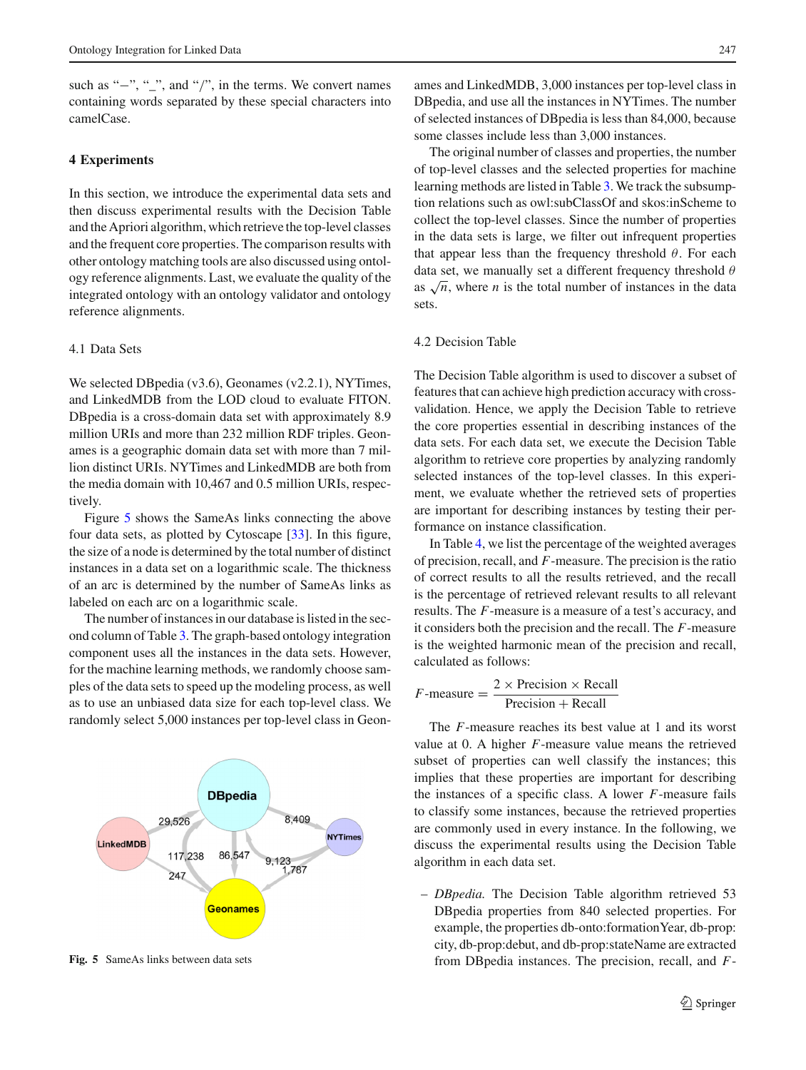such as "−", "_", and "/", in the terms. We convert names containing words separated by these special characters into camelCase.

## 4 Experiments

In this section, we introduce the experimental data sets and then discuss experimental results with the Decision Table and the Apriori algorithm, which retrieve the top-level classes and the frequent core properties. The comparison results with other ontology matching tools are also discussed using ontology reference alignments. Last, we evaluate the quality of the integrated ontology with an ontology validator and ontology reference alignments.

### 4.1 Data Sets

We selected DBpedia (v3.6), Geonames (v2.2.1), NYTimes, and LinkedMDB from the LOD cloud to evaluate FITON. DBpedia is a cross-domain data set with approximately 8.9 million URIs and more than 232 million RDF triples. Geonames is a geographic domain data set with more than 7 million distinct URIs. NYTimes and LinkedMDB are both from the media domain with 10,467 and 0.5 million URIs, respectively.

Figure 5 shows the SameAs links connecting the above four data sets, as plotted by Cytoscape [33]. In this figure, the size of a node is determined by the total number of distinct instances in a data set on a logarithmic scale. The thickness of an arc is determined by the number of SameAs links as labeled on each arc on a logarithmic scale.

The number of instances in our database is listed in the second column of Table 3. The graph-based ontology integration component uses all the instances in the data sets. However, for the machine learning methods, we randomly choose samples of the data sets to speed up the modeling process, as well as to use an unbiased data size for each top-level class. We randomly select 5,000 instances per top-level class in Geonames and LinkedMDB, 3,000 instances per top-level class in DBpedia, and use all the instances in NYTimes. The number of selected instances of DBpedia is less than 84,000, because some classes include less than 3,000 instances.

The original number of classes and properties, the number of top-level classes and the selected properties for machine learning methods are listed in Table 3. We track the subsumption relations such as owl:subClassOf and skos:inScheme to collect the top-level classes. Since the number of properties in the data sets is large, we filter out infrequent properties that appear less than the frequency threshold $\theta$. For each data set, we manually set a different frequency threshold $\theta$ as $\sqrt{n}$, where $n$ is the total number of instances in the data sets.

**Fig. 5** SameAs links between data sets

### 4.2 Decision Table

The Decision Table algorithm is used to discover a subset of features that can achieve high prediction accuracy with cross-validation. Hence, we apply the Decision Table to retrieve the core properties essential in describing instances of the data sets. For each data set, we execute the Decision Table algorithm to retrieve core properties by analyzing randomly selected instances of the top-level classes. In this experiment, we evaluate whether the retrieved sets of properties are important for describing instances by testing their performance on instance classification.

In Table 4, we list the percentage of the weighted averages of precision, recall, and $F$-measure. The precision is the ratio of correct results to all the results retrieved, and the recall is the percentage of retrieved relevant results to all relevant results. The $F$-measure is a measure of a test's accuracy, and it considers both the precision and the recall. The $F$-measure is the weighted harmonic mean of the precision and recall, calculated as follows:

$$F\text{-measure} = \frac{2 \times \text{Precision} \times \text{Recall}}{\text{Precision} + \text{Recall}}$$

The $F$-measure reaches its best value at 1 and its worst value at 0. A higher $F$-measure value means the retrieved subset of properties can well classify the instances; this implies that these properties are important for describing the instances of a specific class. A lower $F$-measure fails to classify some instances, because the retrieved properties are commonly used in every instance. In the following, we discuss the experimental results using the Decision Table algorithm in each data set.

– *DBpedia.* The Decision Table algorithm retrieved 53 DBpedia properties from 840 selected properties. For example, the properties db-onto:formationYear, db-prop:city, db-prop:debut, and db-prop:stateName are extracted from DBpedia instances. The precision, recall, and $F$-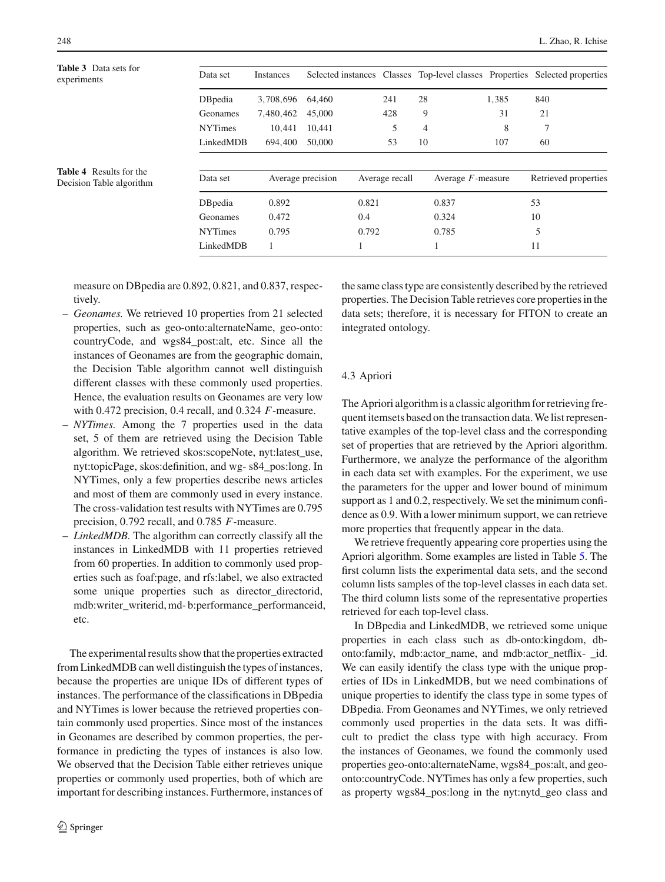**Table 3** Data sets for experiments

| Data set | Instances | Selected instances | Classes | Top-level classes | Properties | Selected properties |
|---|---|---|---|---|---|---|
| DBpedia | 3,708,696 | 64,460 | 241 | 28 | 1,385 | 840 |
| Geonames | 7,480,462 | 45,000 | 428 | 9 | 31 | 21 |
| NYTimes | 10,441 | 10,441 | 5 | 4 | 8 | 7 |
| LinkedMDB | 694,400 | 50,000 | 53 | 10 | 107 | 60 |

**Table 4** Results for the Decision Table algorithm

| Data set | Average precision | Average recall | Average $F$-measure | Retrieved properties |
|---|---|---|---|---|
| DBpedia | 0.892 | 0.821 | 0.837 | 53 |
| Geonames | 0.472 | 0.4 | 0.324 | 10 |
| NYTimes | 0.795 | 0.792 | 0.785 | 5 |
| LinkedMDB | 1 | 1 | 1 | 11 |

measure on DBpedia are 0.892, 0.821, and 0.837, respectively.

- *Geonames.* We retrieved 10 properties from 21 selected properties, such as geo-onto:alternateName, geo-onto: countryCode, and wgs84_post:alt, etc. Since all the instances of Geonames are from the geographic domain, the Decision Table algorithm cannot well distinguish different classes with these commonly used properties. Hence, the evaluation results on Geonames are very low with 0.472 precision, 0.4 recall, and 0.324 $F$-measure.
- *NYTimes.* Among the 7 properties used in the data set, 5 of them are retrieved using the Decision Table algorithm. We retrieved skos:scopeNote, nyt:latest_use, nyt:topicPage, skos:definition, and wg- s84_pos:long. In NYTimes, only a few properties describe news articles and most of them are commonly used in every instance. The cross-validation test results with NYTimes are 0.795 precision, 0.792 recall, and 0.785 $F$-measure.
- *LinkedMDB.* The algorithm can correctly classify all the instances in LinkedMDB with 11 properties retrieved from 60 properties. In addition to commonly used properties such as foaf:page, and rfs:label, we also extracted some unique properties such as director_directorid, mdb:writer_writerid, md- b:performance_performanceid, etc.

The experimental results show that the properties extracted from LinkedMDB can well distinguish the types of instances, because the properties are unique IDs of different types of instances. The performance of the classifications in DBpedia and NYTimes is lower because the retrieved properties contain commonly used properties. Since most of the instances in Geonames are described by common properties, the performance in predicting the types of instances is also low. We observed that the Decision Table either retrieves unique properties or commonly used properties, both of which are important for describing instances. Furthermore, instances of the same class type are consistently described by the retrieved properties. The Decision Table retrieves core properties in the data sets; therefore, it is necessary for FITON to create an integrated ontology.

### 4.3 Apriori

The Apriori algorithm is a classic algorithm for retrieving frequent itemsets based on the transaction data. We list representative examples of the top-level class and the corresponding set of properties that are retrieved by the Apriori algorithm. Furthermore, we analyze the performance of the algorithm in each data set with examples. For the experiment, we use the parameters for the upper and lower bound of minimum support as 1 and 0.2, respectively. We set the minimum confidence as 0.9. With a lower minimum support, we can retrieve more properties that frequently appear in the data.

We retrieve frequently appearing core properties using the Apriori algorithm. Some examples are listed in Table 5. The first column lists the experimental data sets, and the second column lists samples of the top-level classes in each data set. The third column lists some of the representative properties retrieved for each top-level class.

In DBpedia and LinkedMDB, we retrieved some unique properties in each class such as db-onto:kingdom, db-onto:family, mdb:actor_name, and mdb:actor_netflix- _id. We can easily identify the class type with the unique properties of IDs in LinkedMDB, but we need combinations of unique properties to identify the class type in some types of DBpedia. From Geonames and NYTimes, we only retrieved commonly used properties in the data sets. It was difficult to predict the class type with high accuracy. From the instances of Geonames, we found the commonly used properties geo-onto:alternateName, wgs84_pos:alt, and geo-onto:countryCode. NYTimes has only a few properties, such as property wgs84_pos:long in the nyt:nytd_geo class and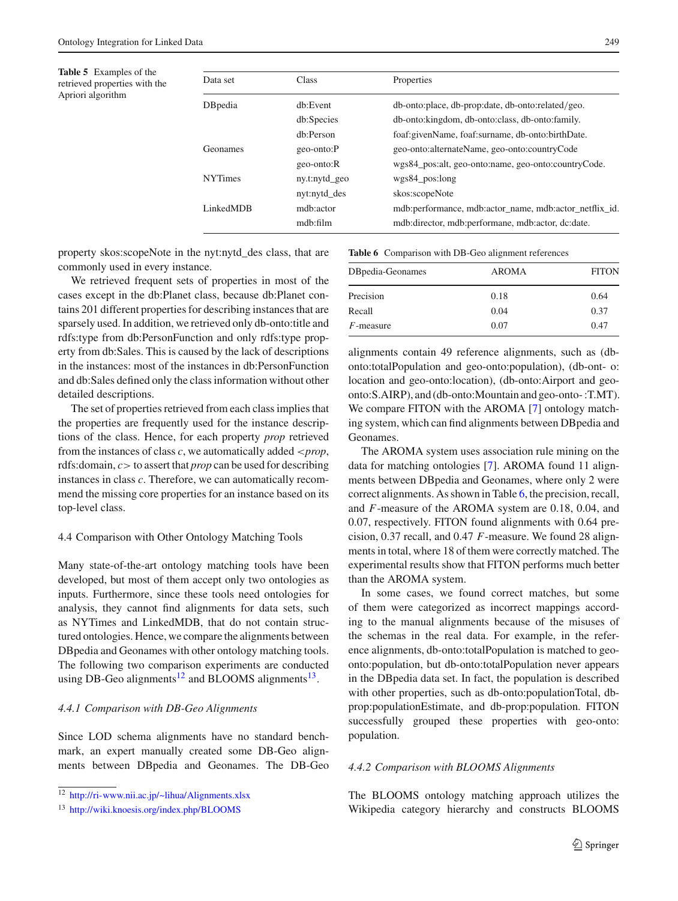**Table 5** Examples of the retrieved properties with the Apriori algorithm

| Data set | Class | Properties |
|---|---|---|
| DBpedia | db:Event | db-onto:place, db-prop:date, db-onto:related/geo. |
| | db:Species | db-onto:kingdom, db-onto:class, db-onto:family. |
| | db:Person | foaf:givenName, foaf:surname, db-onto:birthDate. |
| Geonames | geo-onto:P | geo-onto:alternateName, geo-onto:countryCode |
| | geo-onto:R | wgs84_pos:alt, geo-onto:name, geo-onto:countryCode. |
| NYTimes | ny.t:nytd_geo | wgs84_pos:long |
| | nyt:nytd_des | skos:scopeNote |
| LinkedMDB | mdb:actor | mdb:performance, mdb:actor_name, mdb:actor_netflix_id. |
| | mdb:film | mdb:director, mdb:performane, mdb:actor, dc:date. |

property skos:scopeNote in the nyt:nytd_des class, that are commonly used in every instance.

We retrieved frequent sets of properties in most of the cases except in the db:Planet class, because db:Planet contains 201 different properties for describing instances that are sparsely used. In addition, we retrieved only db-onto:title and rdfs:type from db:PersonFunction and only rdfs:type property from db:Sales. This is caused by the lack of descriptions in the instances: most of the instances in db:PersonFunction and db:Sales defined only the class information without other detailed descriptions.

The set of properties retrieved from each class implies that the properties are frequently used for the instance descriptions of the class. Hence, for each property *prop* retrieved from the instances of class *c*, we automatically added <*prop*, rdfs:domain, *c*> to assert that *prop* can be used for describing instances in class *c*. Therefore, we can automatically recommend the missing core properties for an instance based on its top-level class.

### 4.4 Comparison with Other Ontology Matching Tools

Many state-of-the-art ontology matching tools have been developed, but most of them accept only two ontologies as inputs. Furthermore, since these tools need ontologies for analysis, they cannot find alignments for data sets, such as NYTimes and LinkedMDB, that do not contain structured ontologies. Hence, we compare the alignments between DBpedia and Geonames with other ontology matching tools. The following two comparison experiments are conducted using DB-Geo alignments[12] and BLOOMS alignments[13].

#### *4.4.1 Comparison with DB-Geo Alignments*

Since LOD schema alignments have no standard benchmark, an expert manually created some DB-Geo alignments between DBpedia and Geonames. The DB-Geo alignments contain 49 reference alignments, such as (db-onto:totalPopulation and geo-onto:population), (db-ont- o: location and geo-onto:location), (db-onto:Airport and geo-onto:S.AIRP), and (db-onto:Mountain and geo-onto- :T.MT). We compare FITON with the AROMA [7] ontology matching system, which can find alignments between DBpedia and Geonames.

**Table 6** Comparison with DB-Geo alignment references

| DBpedia-Geonames | AROMA | FITON |
|---|---|---|
| Precision | 0.18 | 0.64 |
| Recall | 0.04 | 0.37 |
| $F$-measure | 0.07 | 0.47 |

The AROMA system uses association rule mining on the data for matching ontologies [7]. AROMA found 11 alignments between DBpedia and Geonames, where only 2 were correct alignments. As shown in Table 6, the precision, recall, and $F$-measure of the AROMA system are 0.18, 0.04, and 0.07, respectively. FITON found alignments with 0.64 precision, 0.37 recall, and 0.47 $F$-measure. We found 28 alignments in total, where 18 of them were correctly matched. The experimental results show that FITON performs much better than the AROMA system.

In some cases, we found correct matches, but some of them were categorized as incorrect mappings according to the manual alignments because of the misuses of the schemas in the real data. For example, in the reference alignments, db-onto:totalPopulation is matched to geo-onto:population, but db-onto:totalPopulation never appears in the DBpedia data set. In fact, the population is described with other properties, such as db-onto:populationTotal, db-prop:populationEstimate, and db-prop:population. FITON successfully grouped these properties with geo-onto: population.

#### *4.4.2 Comparison with BLOOMS Alignments*

The BLOOMS ontology matching approach utilizes the Wikipedia category hierarchy and constructs BLOOMS

---

[12] http://ri-www.nii.ac.jp/~lihua/Alignments.xlsx

[13] http://wiki.knoesis.org/index.php/BLOOMS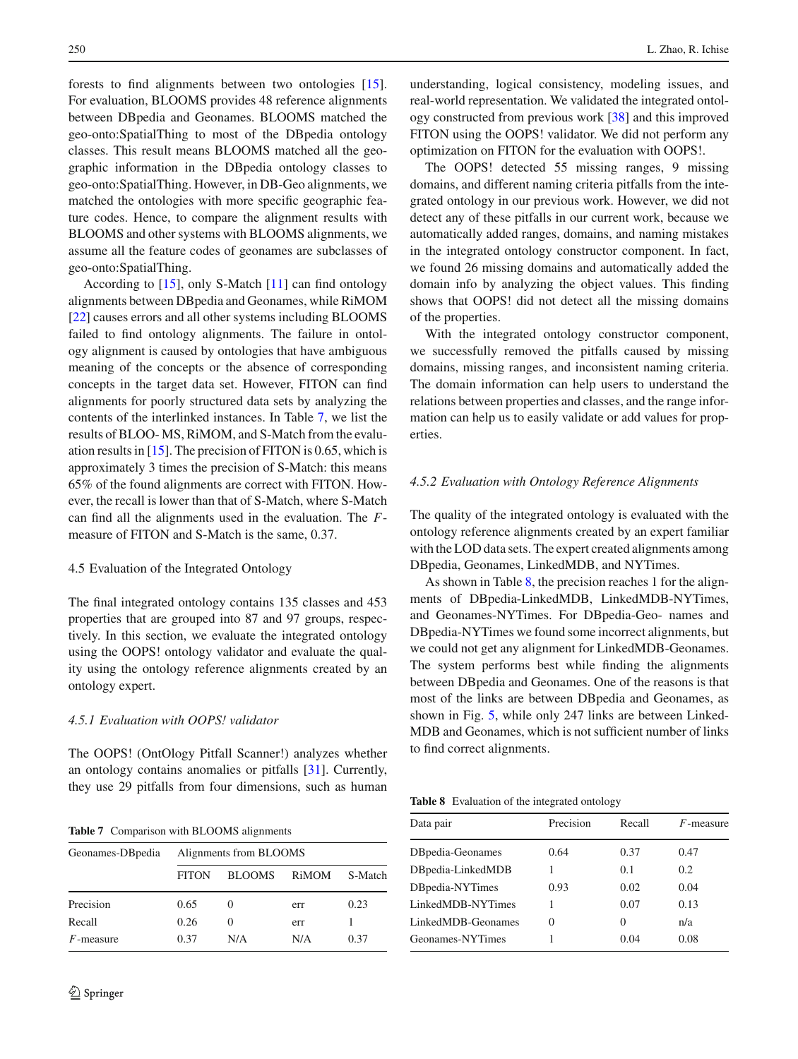forests to find alignments between two ontologies [15]. For evaluation, BLOOMS provides 48 reference alignments between DBpedia and Geonames. BLOOMS matched the geo-onto:SpatialThing to most of the DBpedia ontology classes. This result means BLOOMS matched all the geographic information in the DBpedia ontology classes to geo-onto:SpatialThing. However, in DB-Geo alignments, we matched the ontologies with more specific geographic feature codes. Hence, to compare the alignment results with BLOOMS and other systems with BLOOMS alignments, we assume all the feature codes of geonames are subclasses of geo-onto:SpatialThing.

According to [15], only S-Match [11] can find ontology alignments between DBpedia and Geonames, while RiMOM [22] causes errors and all other systems including BLOOMS failed to find ontology alignments. The failure in ontology alignment is caused by ontologies that have ambiguous meaning of the concepts or the absence of corresponding concepts in the target data set. However, FITON can find alignments for poorly structured data sets by analyzing the contents of the interlinked instances. In Table 7, we list the results of BLOO- MS, RiMOM, and S-Match from the evaluation results in [15]. The precision of FITON is 0.65, which is approximately 3 times the precision of S-Match: this means 65% of the found alignments are correct with FITON. However, the recall is lower than that of S-Match, where S-Match can find all the alignments used in the evaluation. The $F$-measure of FITON and S-Match is the same, 0.37.

Table 7 Comparison with BLOOMS alignments

| Geonames-DBpedia | Alignments from BLOOMS | | | |
|---|---|---|---|---|
| | FITON | BLOOMS | RiMOM | S-Match |
| Precision | 0.65 | 0 | err | 0.23 |
| Recall | 0.26 | 0 | err | 1 |
| $F$-measure | 0.37 | N/A | N/A | 0.37 |

### 4.5 Evaluation of the Integrated Ontology

The final integrated ontology contains 135 classes and 453 properties that are grouped into 87 and 97 groups, respectively. In this section, we evaluate the integrated ontology using the OOPS! ontology validator and evaluate the quality using the ontology reference alignments created by an ontology expert.

#### *4.5.1 Evaluation with OOPS! validator*

The OOPS! (OntOlogy Pitfall Scanner!) analyzes whether an ontology contains anomalies or pitfalls [31]. Currently, they use 29 pitfalls from four dimensions, such as human understanding, logical consistency, modeling issues, and real-world representation. We validated the integrated ontology constructed from previous work [38] and this improved FITON using the OOPS! validator. We did not perform any optimization on FITON for the evaluation with OOPS!.

The OOPS! detected 55 missing ranges, 9 missing domains, and different naming criteria pitfalls from the integrated ontology in our previous work. However, we did not detect any of these pitfalls in our current work, because we automatically added ranges, domains, and naming mistakes in the integrated ontology constructor component. In fact, we found 26 missing domains and automatically added the domain info by analyzing the object values. This finding shows that OOPS! did not detect all the missing domains of the properties.

With the integrated ontology constructor component, we successfully removed the pitfalls caused by missing domains, missing ranges, and inconsistent naming criteria. The domain information can help users to understand the relations between properties and classes, and the range information can help us to easily validate or add values for properties.

#### *4.5.2 Evaluation with Ontology Reference Alignments*

The quality of the integrated ontology is evaluated with the ontology reference alignments created by an expert familiar with the LOD data sets. The expert created alignments among DBpedia, Geonames, LinkedMDB, and NYTimes.

As shown in Table 8, the precision reaches 1 for the alignments of DBpedia-LinkedMDB, LinkedMDB-NYTimes, and Geonames-NYTimes. For DBpedia-Geo- names and DBpedia-NYTimes we found some incorrect alignments, but we could not get any alignment for LinkedMDB-Geonames. The system performs best while finding the alignments between DBpedia and Geonames. One of the reasons is that most of the links are between DBpedia and Geonames, as shown in Fig. 5, while only 247 links are between LinkedMDB and Geonames, which is not sufficient number of links to find correct alignments.

Table 8 Evaluation of the integrated ontology

| Data pair | Precision | Recall | $F$-measure |
|---|---|---|---|
| DBpedia-Geonames | 0.64 | 0.37 | 0.47 |
| DBpedia-LinkedMDB | 1 | 0.1 | 0.2 |
| DBpedia-NYTimes | 0.93 | 0.02 | 0.04 |
| LinkedMDB-NYTimes | 1 | 0.07 | 0.13 |
| LinkedMDB-Geonames | 0 | 0 | n/a |
| Geonames-NYTimes | 1 | 0.04 | 0.08 |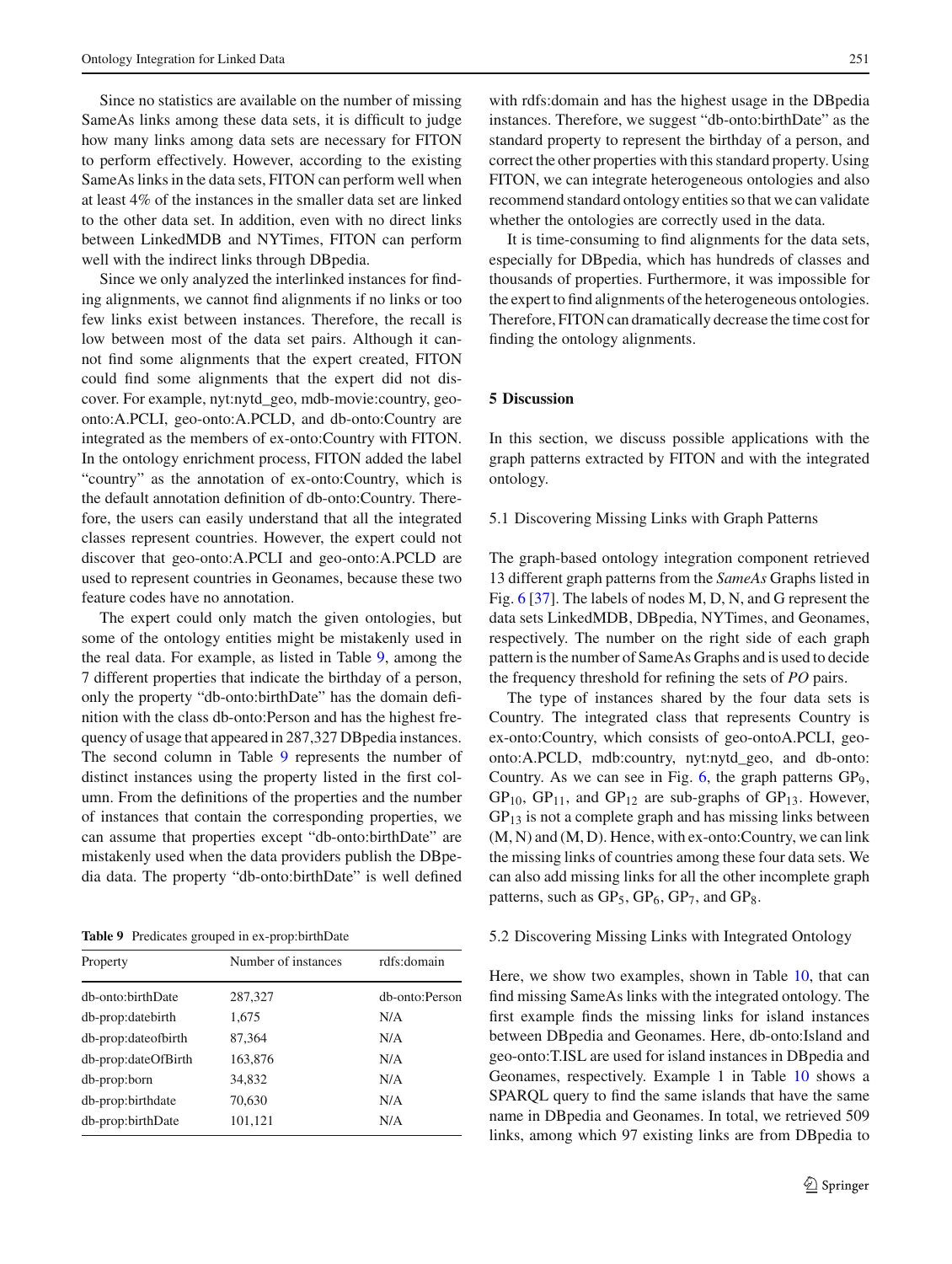Since no statistics are available on the number of missing SameAs links among these data sets, it is difficult to judge how many links among data sets are necessary for FITON to perform effectively. However, according to the existing SameAs links in the data sets, FITON can perform well when at least 4% of the instances in the smaller data set are linked to the other data set. In addition, even with no direct links between LinkedMDB and NYTimes, FITON can perform well with the indirect links through DBpedia.

Since we only analyzed the interlinked instances for finding alignments, we cannot find alignments if no links or too few links exist between instances. Therefore, the recall is low between most of the data set pairs. Although it cannot find some alignments that the expert created, FITON could find some alignments that the expert did not discover. For example, nyt:nytd_geo, mdb-movie:country, geo-onto:A.PCLI, geo-onto:A.PCLD, and db-onto:Country are integrated as the members of ex-onto:Country with FITON. In the ontology enrichment process, FITON added the label "country" as the annotation of ex-onto:Country, which is the default annotation definition of db-onto:Country. Therefore, the users can easily understand that all the integrated classes represent countries. However, the expert could not discover that geo-onto:A.PCLI and geo-onto:A.PCLD are used to represent countries in Geonames, because these two feature codes have no annotation.

The expert could only match the given ontologies, but some of the ontology entities might be mistakenly used in the real data. For example, as listed in Table 9, among the 7 different properties that indicate the birthday of a person, only the property "db-onto:birthDate" has the domain definition with the class db-onto:Person and has the highest frequency of usage that appeared in 287,327 DBpedia instances. The second column in Table 9 represents the number of distinct instances using the property listed in the first column. From the definitions of the properties and the number of instances that contain the corresponding properties, we can assume that properties except "db-onto:birthDate" are mistakenly used when the data providers publish the DBpedia data. The property "db-onto:birthDate" is well defined with rdfs:domain and has the highest usage in the DBpedia instances. Therefore, we suggest "db-onto:birthDate" as the standard property to represent the birthday of a person, and correct the other properties with this standard property. Using FITON, we can integrate heterogeneous ontologies and also recommend standard ontology entities so that we can validate whether the ontologies are correctly used in the data.

**Table 9** Predicates grouped in ex-prop:birthDate

| Property | Number of instances | rdfs:domain |
|---|---|---|
| db-onto:birthDate | 287,327 | db-onto:Person |
| db-prop:datebirth | 1,675 | N/A |
| db-prop:dateofbirth | 87,364 | N/A |
| db-prop:dateOfBirth | 163,876 | N/A |
| db-prop:born | 34,832 | N/A |
| db-prop:birthdate | 70,630 | N/A |
| db-prop:birthDate | 101,121 | N/A |

It is time-consuming to find alignments for the data sets, especially for DBpedia, which has hundreds of classes and thousands of properties. Furthermore, it was impossible for the expert to find alignments of the heterogeneous ontologies. Therefore, FITON can dramatically decrease the time cost for finding the ontology alignments.

## 5 Discussion

In this section, we discuss possible applications with the graph patterns extracted by FITON and with the integrated ontology.

### 5.1 Discovering Missing Links with Graph Patterns

The graph-based ontology integration component retrieved 13 different graph patterns from the *SameAs* Graphs listed in Fig. 6 [37]. The labels of nodes M, D, N, and G represent the data sets LinkedMDB, DBpedia, NYTimes, and Geonames, respectively. The number on the right side of each graph pattern is the number of SameAs Graphs and is used to decide the frequency threshold for refining the sets of *PO* pairs.

The type of instances shared by the four data sets is Country. The integrated class that represents Country is ex-onto:Country, which consists of geo-ontoA.PCLI, geo-onto:A.PCLD, mdb:country, nyt:nytd_geo, and db-onto:Country. As we can see in Fig. 6, the graph patterns $GP_9$, $GP_{10}$, $GP_{11}$, and $GP_{12}$ are sub-graphs of $GP_{13}$. However, $GP_{13}$ is not a complete graph and has missing links between (M, N) and (M, D). Hence, with ex-onto:Country, we can link the missing links of countries among these four data sets. We can also add missing links for all the other incomplete graph patterns, such as $GP_5$, $GP_6$, $GP_7$, and $GP_8$.

### 5.2 Discovering Missing Links with Integrated Ontology

Here, we show two examples, shown in Table 10, that can find missing SameAs links with the integrated ontology. The first example finds the missing links for island instances between DBpedia and Geonames. Here, db-onto:Island and geo-onto:T.ISL are used for island instances in DBpedia and Geonames, respectively. Example 1 in Table 10 shows a SPARQL query to find the same islands that have the same name in DBpedia and Geonames. In total, we retrieved 509 links, among which 97 existing links are from DBpedia to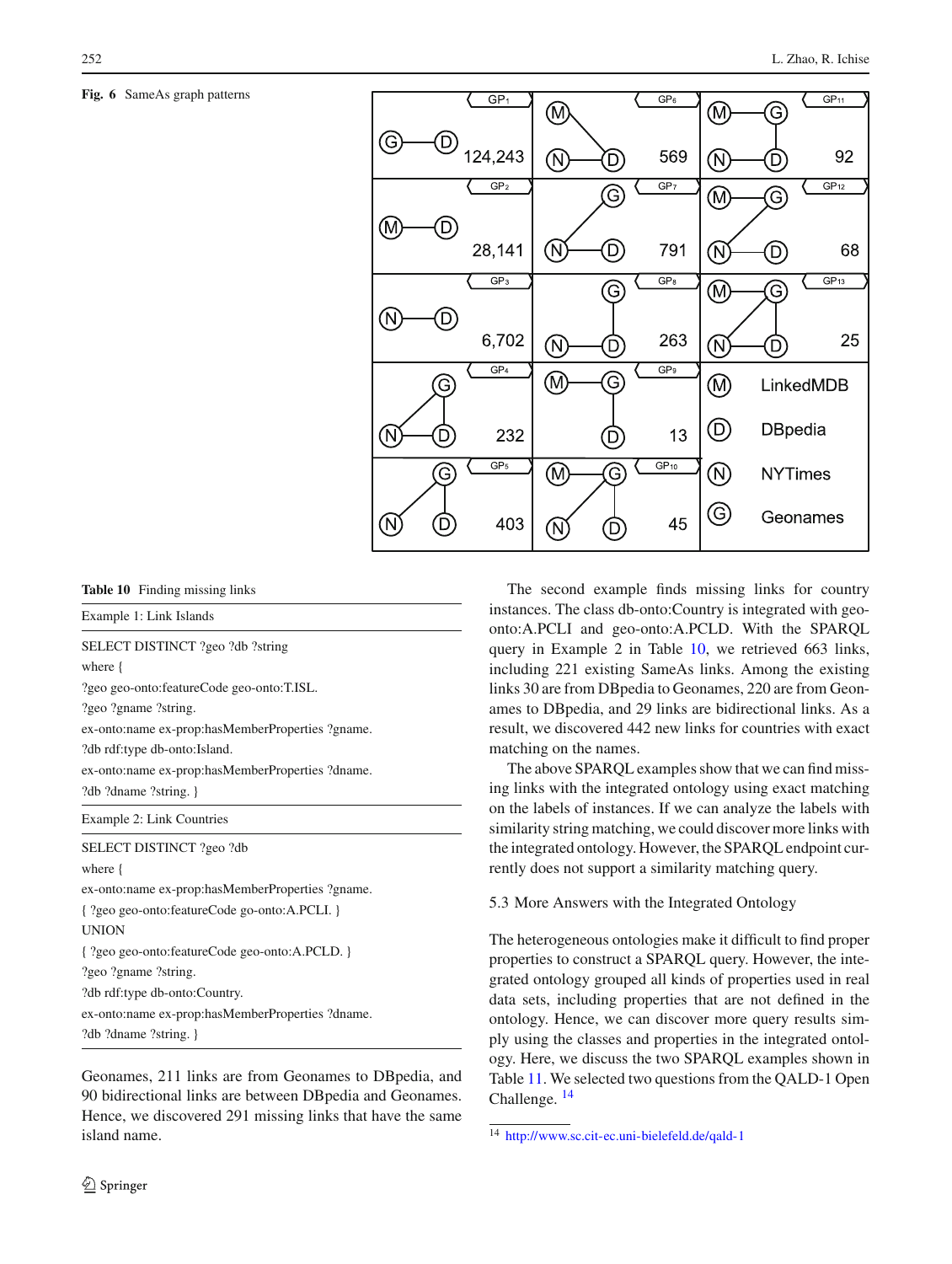**Fig. 6** SameAs graph patterns

**Table 10** Finding missing links

Example 1: Link Islands

```
SELECT DISTINCT ?geo ?db ?string
where {
?geo geo-onto:featureCode geo-onto:T.ISL.
?geo ?gname ?string.
ex-onto:name ex-prop:hasMemberProperties ?gname.
?db rdf:type db-onto:Island.
ex-onto:name ex-prop:hasMemberProperties ?dname.
?db ?dname ?string. }
```

Example 2: Link Countries

```
SELECT DISTINCT ?geo ?db
where {
ex-onto:name ex-prop:hasMemberProperties ?gname.
{ ?geo geo-onto:featureCode go-onto:A.PCLI. }
UNION
{ ?geo geo-onto:featureCode geo-onto:A.PCLD. }
?geo ?gname ?string.
?db rdf:type db-onto:Country.
ex-onto:name ex-prop:hasMemberProperties ?dname.
?db ?dname ?string. }
```

Geonames, 211 links are from Geonames to DBpedia, and 90 bidirectional links are between DBpedia and Geonames. Hence, we discovered 291 missing links that have the same island name.

The second example finds missing links for country instances. The class db-onto:Country is integrated with geo-onto:A.PCLI and geo-onto:A.PCLD. With the SPARQL query in Example 2 in Table 10, we retrieved 663 links, including 221 existing SameAs links. Among the existing links 30 are from DBpedia to Geonames, 220 are from Geonames to DBpedia, and 29 links are bidirectional links. As a result, we discovered 442 new links for countries with exact matching on the names.

The above SPARQL examples show that we can find missing links with the integrated ontology using exact matching on the labels of instances. If we can analyze the labels with similarity string matching, we could discover more links with the integrated ontology. However, the SPARQL endpoint currently does not support a similarity matching query.

### 5.3 More Answers with the Integrated Ontology

The heterogeneous ontologies make it difficult to find proper properties to construct a SPARQL query. However, the integrated ontology grouped all kinds of properties used in real data sets, including properties that are not defined in the ontology. Hence, we can discover more query results simply using the classes and properties in the integrated ontology. Here, we discuss the two SPARQL examples shown in Table 11. We selected two questions from the QALD-1 Open Challenge. [14]

[14] http://www.sc.cit-ec.uni-bielefeld.de/qald-1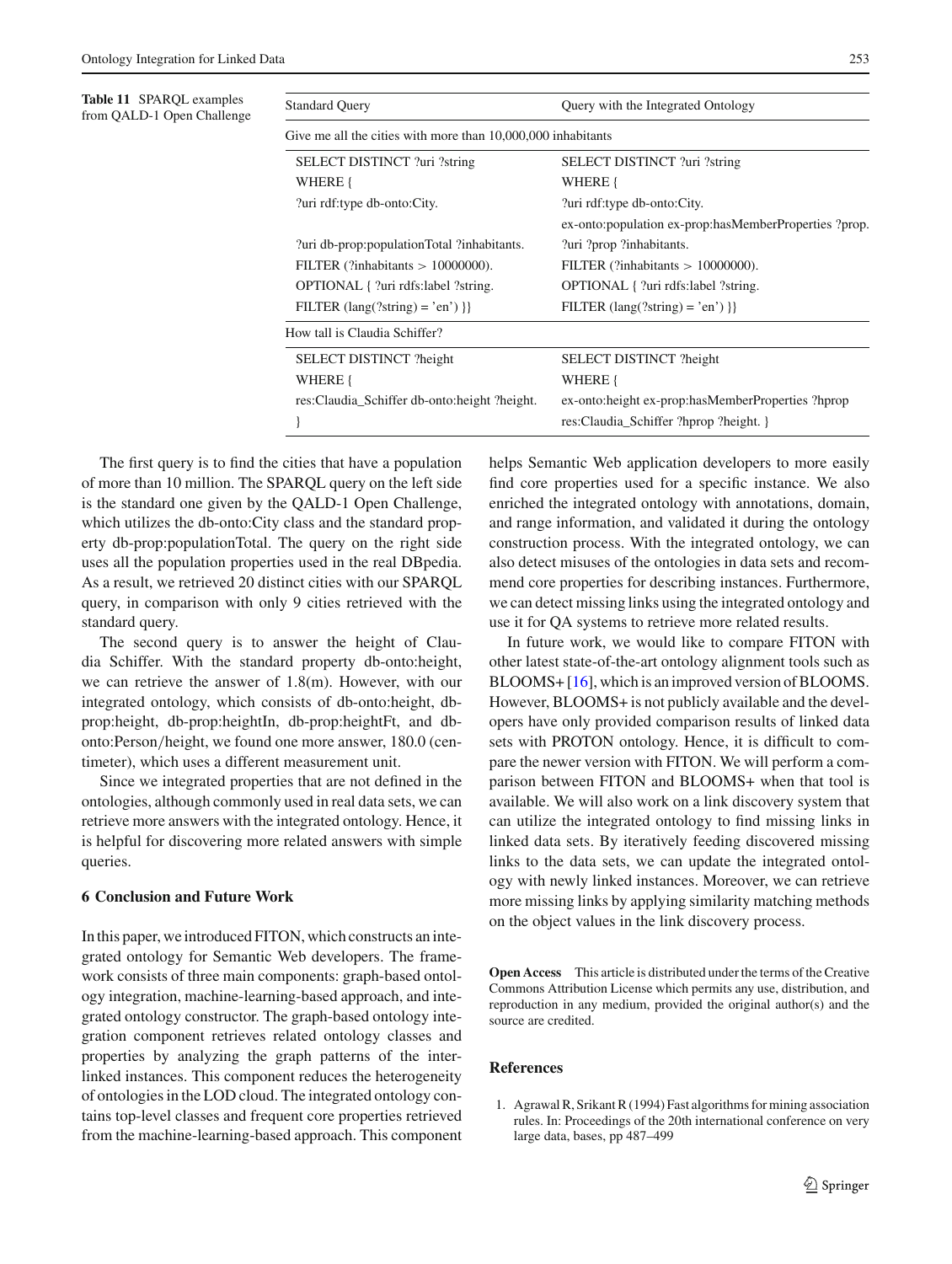**Table 11** SPARQL examples from QALD-1 Open Challenge

| Standard Query | Query with the Integrated Ontology |
| --- | --- |
| Give me all the cities with more than 10,000,000 inhabitants | |
| SELECT DISTINCT ?uri ?string<br>WHERE {<br>?uri rdf:type db-onto:City.<br><br>?uri db-prop:populationTotal ?inhabitants.<br>FILTER (?inhabitants > 10000000).<br>OPTIONAL { ?uri rdfs:label ?string.<br>FILTER (lang(?string) = 'en') }} | SELECT DISTINCT ?uri ?string<br>WHERE {<br>?uri rdf:type db-onto:City.<br>ex-onto:population ex-prop:hasMemberProperties ?prop.<br>?uri ?prop ?inhabitants.<br>FILTER (?inhabitants > 10000000).<br>OPTIONAL { ?uri rdfs:label ?string.<br>FILTER (lang(?string) = 'en') }} |
| How tall is Claudia Schiffer? | |
| SELECT DISTINCT ?height<br>WHERE {<br>res:Claudia_Schiffer db-onto:height ?height.<br>} | SELECT DISTINCT ?height<br>WHERE {<br>ex-onto:height ex-prop:hasMemberProperties ?hprop<br>res:Claudia_Schiffer ?hprop ?height. } |

The first query is to find the cities that have a population of more than 10 million. The SPARQL query on the left side is the standard one given by the QALD-1 Open Challenge, which utilizes the db-onto:City class and the standard property db-prop:populationTotal. The query on the right side uses all the population properties used in the real DBpedia. As a result, we retrieved 20 distinct cities with our SPARQL query, in comparison with only 9 cities retrieved with the standard query.

The second query is to answer the height of Claudia Schiffer. With the standard property db-onto:height, we can retrieve the answer of 1.8(m). However, with our integrated ontology, which consists of db-onto:height, db-prop:height, db-prop:heightIn, db-prop:heightFt, and db-onto:Person/height, we found one more answer, 180.0 (centimeter), which uses a different measurement unit.

Since we integrated properties that are not defined in the ontologies, although commonly used in real data sets, we can retrieve more answers with the integrated ontology. Hence, it is helpful for discovering more related answers with simple queries.

## 6 Conclusion and Future Work

In this paper, we introduced FITON, which constructs an integrated ontology for Semantic Web developers. The framework consists of three main components: graph-based ontology integration, machine-learning-based approach, and integrated ontology constructor. The graph-based ontology integration component retrieves related ontology classes and properties by analyzing the graph patterns of the interlinked instances. This component reduces the heterogeneity of ontologies in the LOD cloud. The integrated ontology contains top-level classes and frequent core properties retrieved from the machine-learning-based approach. This component helps Semantic Web application developers to more easily find core properties used for a specific instance. We also enriched the integrated ontology with annotations, domain, and range information, and validated it during the ontology construction process. With the integrated ontology, we can also detect misuses of the ontologies in data sets and recommend core properties for describing instances. Furthermore, we can detect missing links using the integrated ontology and use it for QA systems to retrieve more related results.

In future work, we would like to compare FITON with other latest state-of-the-art ontology alignment tools such as BLOOMS+ [16], which is an improved version of BLOOMS. However, BLOOMS+ is not publicly available and the developers have only provided comparison results of linked data sets with PROTON ontology. Hence, it is difficult to compare the newer version with FITON. We will perform a comparison between FITON and BLOOMS+ when that tool is available. We will also work on a link discovery system that can utilize the integrated ontology to find missing links in linked data sets. By iteratively feeding discovered missing links to the data sets, we can update the integrated ontology with newly linked instances. Moreover, we can retrieve more missing links by applying similarity matching methods on the object values in the link discovery process.

**Open Access** This article is distributed under the terms of the Creative Commons Attribution License which permits any use, distribution, and reproduction in any medium, provided the original author(s) and the source are credited.

## References

1. Agrawal R, Srikant R (1994) Fast algorithms for mining association rules. In: Proceedings of the 20th international conference on very large data, bases, pp 487–499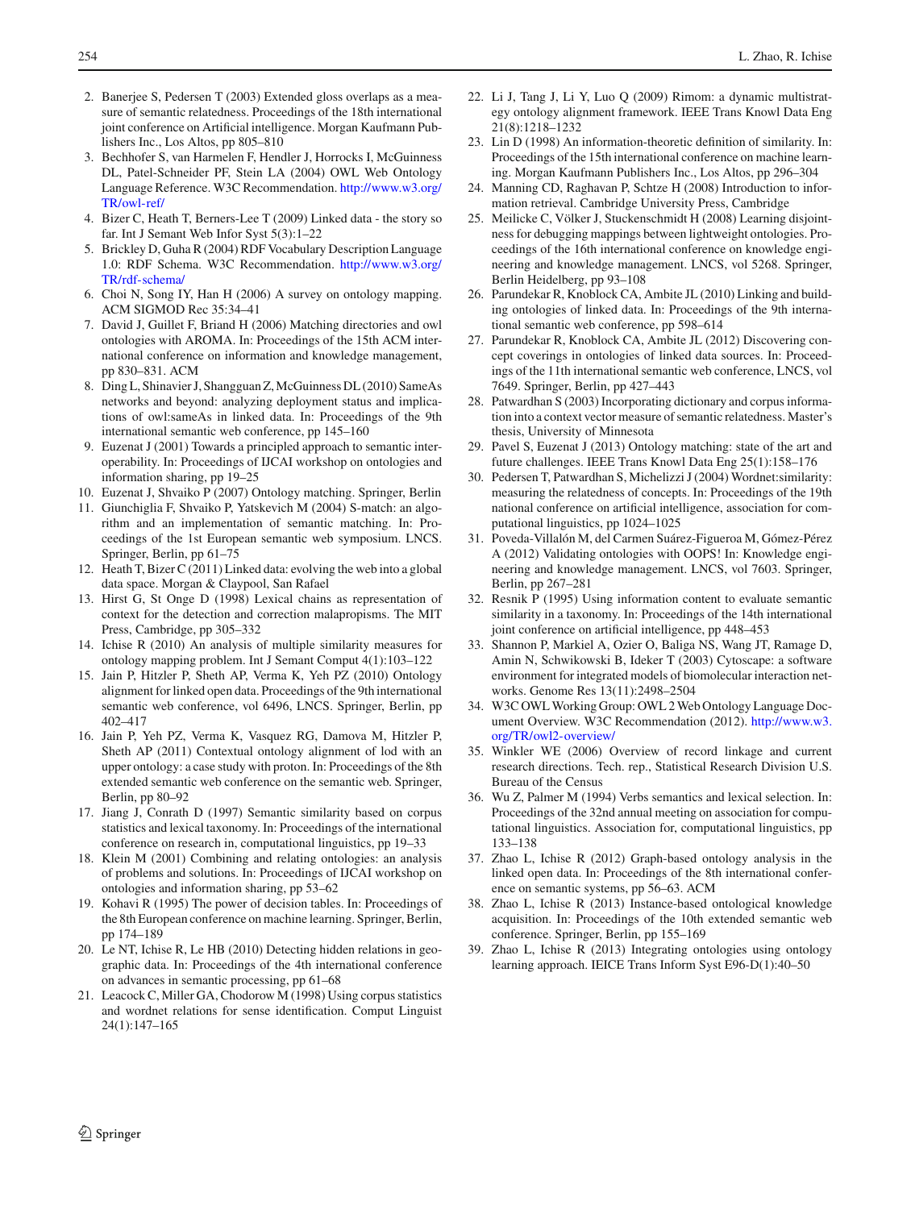2. Banerjee S, Pedersen T (2003) Extended gloss overlaps as a measure of semantic relatedness. Proceedings of the 18th international joint conference on Artificial intelligence. Morgan Kaufmann Publishers Inc., Los Altos, pp 805–810
3. Bechhofer S, van Harmelen F, Hendler J, Horrocks I, McGuinness DL, Patel-Schneider PF, Stein LA (2004) OWL Web Ontology Language Reference. W3C Recommendation. http://www.w3.org/TR/owl-ref/
4. Bizer C, Heath T, Berners-Lee T (2009) Linked data - the story so far. Int J Semant Web Infor Syst 5(3):1–22
5. Brickley D, Guha R (2004) RDF Vocabulary Description Language 1.0: RDF Schema. W3C Recommendation. http://www.w3.org/TR/rdf-schema/
6. Choi N, Song IY, Han H (2006) A survey on ontology mapping. ACM SIGMOD Rec 35:34–41
7. David J, Guillet F, Briand H (2006) Matching directories and owl ontologies with AROMA. In: Proceedings of the 15th ACM international conference on information and knowledge management, pp 830–831. ACM
8. Ding L, Shinavier J, Shangguan Z, McGuinness DL (2010) SameAs networks and beyond: analyzing deployment status and implications of owl:sameAs in linked data. In: Proceedings of the 9th international semantic web conference, pp 145–160
9. Euzenat J (2001) Towards a principled approach to semantic interoperability. In: Proceedings of IJCAI workshop on ontologies and information sharing, pp 19–25
10. Euzenat J, Shvaiko P (2007) Ontology matching. Springer, Berlin
11. Giunchiglia F, Shvaiko P, Yatskevich M (2004) S-match: an algorithm and an implementation of semantic matching. In: Proceedings of the 1st European semantic web symposium. LNCS. Springer, Berlin, pp 61–75
12. Heath T, Bizer C (2011) Linked data: evolving the web into a global data space. Morgan & Claypool, San Rafael
13. Hirst G, St Onge D (1998) Lexical chains as representation of context for the detection and correction malapropisms. The MIT Press, Cambridge, pp 305–332
14. Ichise R (2010) An analysis of multiple similarity measures for ontology mapping problem. Int J Semant Comput 4(1):103–122
15. Jain P, Hitzler P, Sheth AP, Verma K, Yeh PZ (2010) Ontology alignment for linked open data. Proceedings of the 9th international semantic web conference, vol 6496, LNCS. Springer, Berlin, pp 402–417
16. Jain P, Yeh PZ, Verma K, Vasquez RG, Damova M, Hitzler P, Sheth AP (2011) Contextual ontology alignment of lod with an upper ontology: a case study with proton. In: Proceedings of the 8th extended semantic web conference on the semantic web. Springer, Berlin, pp 80–92
17. Jiang J, Conrath D (1997) Semantic similarity based on corpus statistics and lexical taxonomy. In: Proceedings of the international conference on research in, computational linguistics, pp 19–33
18. Klein M (2001) Combining and relating ontologies: an analysis of problems and solutions. In: Proceedings of IJCAI workshop on ontologies and information sharing, pp 53–62
19. Kohavi R (1995) The power of decision tables. In: Proceedings of the 8th European conference on machine learning. Springer, Berlin, pp 174–189
20. Le NT, Ichise R, Le HB (2010) Detecting hidden relations in geographic data. In: Proceedings of the 4th international conference on advances in semantic processing, pp 61–68
21. Leacock C, Miller GA, Chodorow M (1998) Using corpus statistics and wordnet relations for sense identification. Comput Linguist 24(1):147–165
22. Li J, Tang J, Li Y, Luo Q (2009) Rimom: a dynamic multistrategy ontology alignment framework. IEEE Trans Knowl Data Eng 21(8):1218–1232
23. Lin D (1998) An information-theoretic definition of similarity. In: Proceedings of the 15th international conference on machine learning. Morgan Kaufmann Publishers Inc., Los Altos, pp 296–304
24. Manning CD, Raghavan P, Schtze H (2008) Introduction to information retrieval. Cambridge University Press, Cambridge
25. Meilicke C, Völker J, Stuckenschmidt H (2008) Learning disjointness for debugging mappings between lightweight ontologies. Proceedings of the 16th international conference on knowledge engineering and knowledge management. LNCS, vol 5268. Springer, Berlin Heidelberg, pp 93–108
26. Parundekar R, Knoblock CA, Ambite JL (2010) Linking and building ontologies of linked data. In: Proceedings of the 9th international semantic web conference, pp 598–614
27. Parundekar R, Knoblock CA, Ambite JL (2012) Discovering concept coverings in ontologies of linked data sources. In: Proceedings of the 11th international semantic web conference, LNCS, vol 7649. Springer, Berlin, pp 427–443
28. Patwardhan S (2003) Incorporating dictionary and corpus information into a context vector measure of semantic relatedness. Master's thesis, University of Minnesota
29. Pavel S, Euzenat J (2013) Ontology matching: state of the art and future challenges. IEEE Trans Knowl Data Eng 25(1):158–176
30. Pedersen T, Patwardhan S, Michelizzi J (2004) Wordnet:similarity: measuring the relatedness of concepts. In: Proceedings of the 19th national conference on artificial intelligence, association for computational linguistics, pp 1024–1025
31. Poveda-Villalón M, del Carmen Suárez-Figueroa M, Gómez-Pérez A (2012) Validating ontologies with OOPS! In: Knowledge engineering and knowledge management. LNCS, vol 7603. Springer, Berlin, pp 267–281
32. Resnik P (1995) Using information content to evaluate semantic similarity in a taxonomy. In: Proceedings of the 14th international joint conference on artificial intelligence, pp 448–453
33. Shannon P, Markiel A, Ozier O, Baliga NS, Wang JT, Ramage D, Amin N, Schwikowski B, Ideker T (2003) Cytoscape: a software environment for integrated models of biomolecular interaction networks. Genome Res 13(11):2498–2504
34. W3C OWL Working Group: OWL 2 Web Ontology Language Document Overview. W3C Recommendation (2012). http://www.w3.org/TR/owl2-overview/
35. Winkler WE (2006) Overview of record linkage and current research directions. Tech. rep., Statistical Research Division U.S. Bureau of the Census
36. Wu Z, Palmer M (1994) Verbs semantics and lexical selection. In: Proceedings of the 32nd annual meeting on association for computational linguistics. Association for, computational linguistics, pp 133–138
37. Zhao L, Ichise R (2012) Graph-based ontology analysis in the linked open data. In: Proceedings of the 8th international conference on semantic systems, pp 56–63. ACM
38. Zhao L, Ichise R (2013) Instance-based ontological knowledge acquisition. In: Proceedings of the 10th extended semantic web conference. Springer, Berlin, pp 155–169
39. Zhao L, Ichise R (2013) Integrating ontologies using ontology learning approach. IEICE Trans Inform Syst E96-D(1):40–50